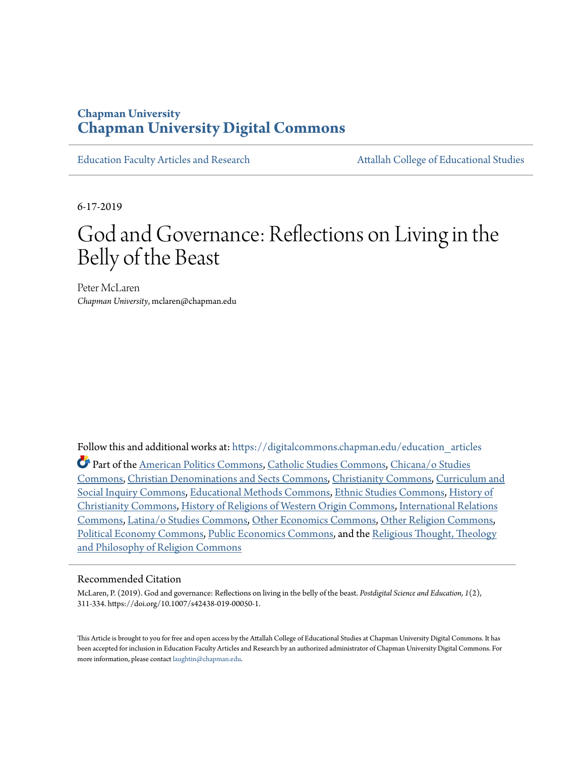# Chapman University
# Chapman University Digital Commons

Education Faculty Articles and Research | Attallah College of Educational Studies

6-17-2019

# God and Governance: Reflections on Living in the Belly of the Beast

Peter McLaren
*Chapman University*, mclaren@chapman.edu

Follow this and additional works at: https://digitalcommons.chapman.edu/education_articles

Part of the American Politics Commons, Catholic Studies Commons, Chicana/o Studies Commons, Christian Denominations and Sects Commons, Christianity Commons, Curriculum and Social Inquiry Commons, Educational Methods Commons, Ethnic Studies Commons, History of Christianity Commons, History of Religions of Western Origin Commons, International Relations Commons, Latina/o Studies Commons, Other Economics Commons, Other Religion Commons, Political Economy Commons, Public Economics Commons, and the Religious Thought, Theology and Philosophy of Religion Commons

## Recommended Citation

McLaren, P. (2019). God and governance: Reflections on living in the belly of the beast. *Postdigital Science and Education, 1*(2), 311-334. https://doi.org/10.1007/s42438-019-00050-1.

This Article is brought to you for free and open access by the Attallah College of Educational Studies at Chapman University Digital Commons. It has been accepted for inclusion in Education Faculty Articles and Research by an authorized administrator of Chapman University Digital Commons. For more information, please contact laughtin@chapman.edu.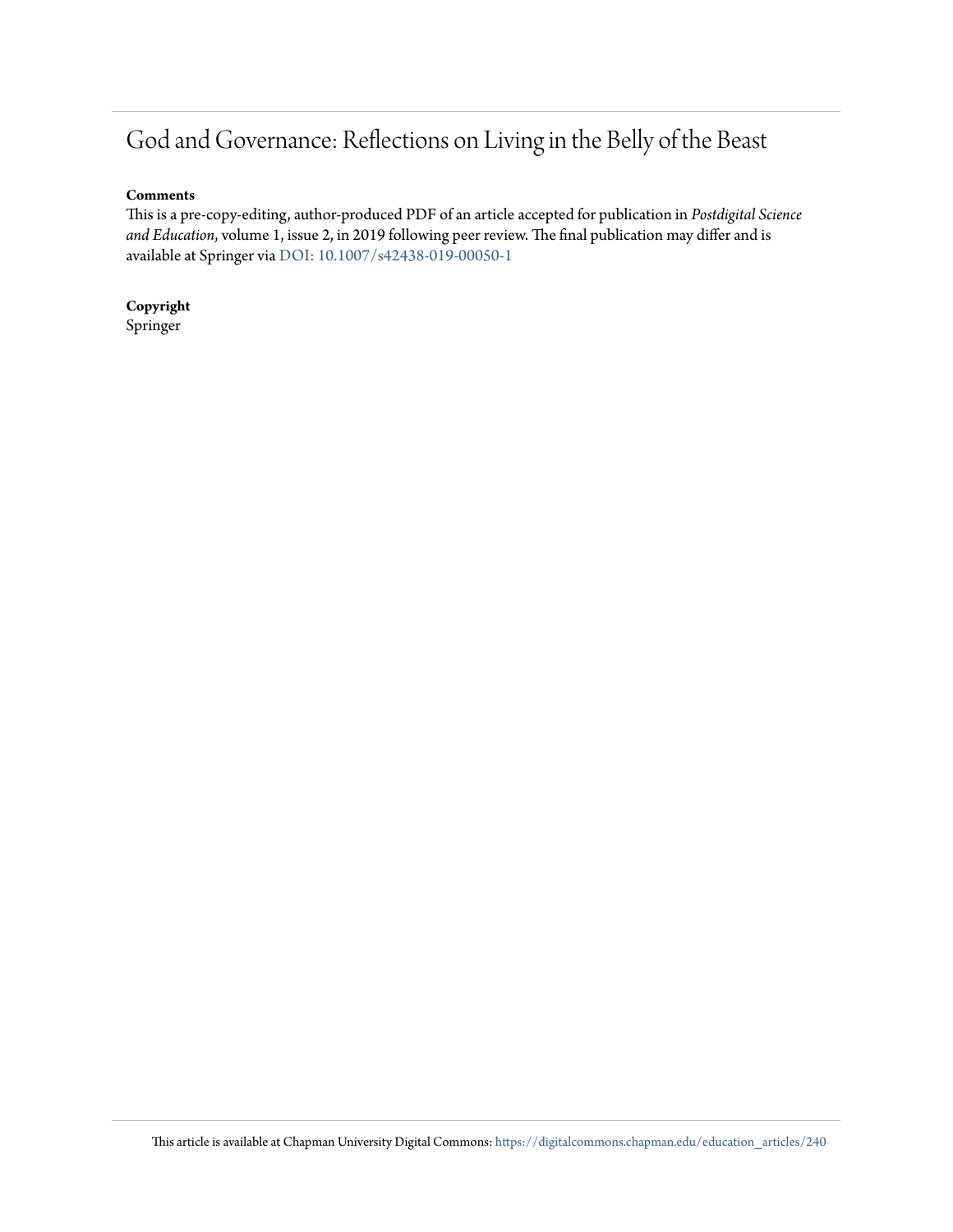# God and Governance: Reflections on Living in the Belly of the Beast

**Comments**

This is a pre-copy-editing, author-produced PDF of an article accepted for publication in *Postdigital Science and Education*, volume 1, issue 2, in 2019 following peer review. The final publication may differ and is available at Springer via DOI: 10.1007/s42438-019-00050-1

**Copyright**

Springer

This article is available at Chapman University Digital Commons: https://digitalcommons.chapman.edu/education_articles/240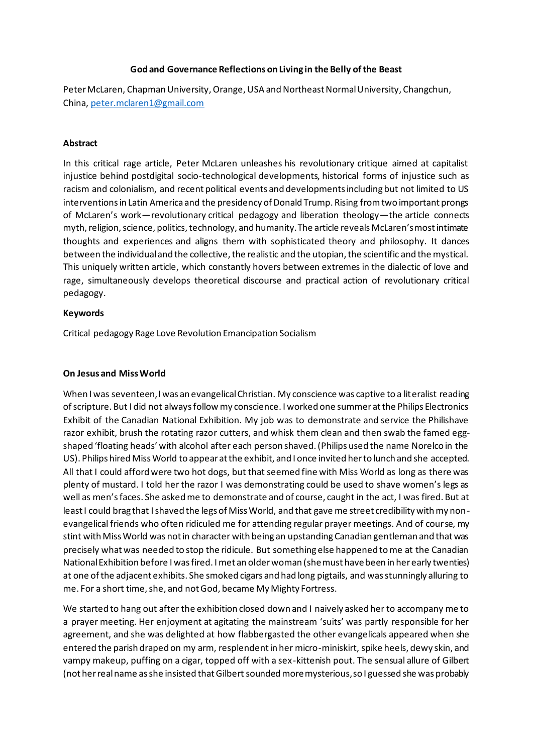**God and Governance Reflections on Living in the Belly of the Beast**

Peter McLaren, Chapman University, Orange, USA and Northeast Normal University, Changchun, China, peter.mclaren1@gmail.com

### Abstract

In this critical rage article, Peter McLaren unleashes his revolutionary critique aimed at capitalist injustice behind postdigital socio-technological developments, historical forms of injustice such as racism and colonialism, and recent political events and developments including but not limited to US interventions in Latin America and the presidency of Donald Trump. Rising from two important prongs of McLaren's work—revolutionary critical pedagogy and liberation theology—the article connects myth, religion, science, politics, technology, and humanity. The article reveals McLaren's most intimate thoughts and experiences and aligns them with sophisticated theory and philosophy. It dances between the individual and the collective, the realistic and the utopian, the scientific and the mystical. This uniquely written article, which constantly hovers between extremes in the dialectic of love and rage, simultaneously develops theoretical discourse and practical action of revolutionary critical pedagogy.

### Keywords

Critical pedagogy Rage Love Revolution Emancipation Socialism

### On Jesus and Miss World

When I was seventeen, I was an evangelical Christian. My conscience was captive to a literalist reading of scripture. But I did not always follow my conscience. I worked one summer at the Philips Electronics Exhibit of the Canadian National Exhibition. My job was to demonstrate and service the Philishave razor exhibit, brush the rotating razor cutters, and whisk them clean and then swab the famed egg-shaped 'floating heads' with alcohol after each person shaved. (Philips used the name Norelco in the US). Philips hired Miss World to appear at the exhibit, and I once invited her to lunch and she accepted. All that I could afford were two hot dogs, but that seemed fine with Miss World as long as there was plenty of mustard. I told her the razor I was demonstrating could be used to shave women's legs as well as men's faces. She asked me to demonstrate and of course, caught in the act, I was fired. But at least I could brag that I shaved the legs of Miss World, and that gave me street credibility with my non-evangelical friends who often ridiculed me for attending regular prayer meetings. And of course, my stint with Miss World was not in character with being an upstanding Canadian gentleman and that was precisely what was needed to stop the ridicule. But something else happened to me at the Canadian National Exhibition before I was fired. I met an older woman (she must have been in her early twenties) at one of the adjacent exhibits. She smoked cigars and had long pigtails, and was stunningly alluring to me. For a short time, she, and not God, became My Mighty Fortress.

We started to hang out after the exhibition closed down and I naively asked her to accompany me to a prayer meeting. Her enjoyment at agitating the mainstream 'suits' was partly responsible for her agreement, and she was delighted at how flabbergasted the other evangelicals appeared when she entered the parish draped on my arm, resplendent in her micro-miniskirt, spike heels, dewy skin, and vampy makeup, puffing on a cigar, topped off with a sex-kittenish pout. The sensual allure of Gilbert (not her real name as she insisted that Gilbert sounded more mysterious, so I guessed she was probably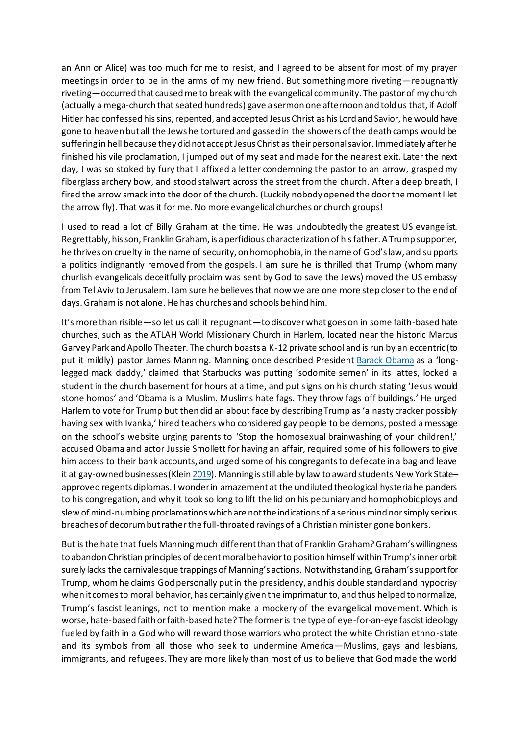an Ann or Alice) was too much for me to resist, and I agreed to be absent for most of my prayer meetings in order to be in the arms of my new friend. But something more riveting—repugnantly riveting—occurred that caused me to break with the evangelical community. The pastor of my church (actually a mega-church that seated hundreds) gave a sermon one afternoon and told us that, if Adolf Hitler had confessed his sins, repented, and accepted Jesus Christ as his Lord and Savior, he would have gone to heaven but all the Jews he tortured and gassed in the showers of the death camps would be suffering in hell because they did not accept Jesus Christ as their personal savior. Immediately after he finished his vile proclamation, I jumped out of my seat and made for the nearest exit. Later the next day, I was so stoked by fury that I affixed a letter condemning the pastor to an arrow, grasped my fiberglass archery bow, and stood stalwart across the street from the church. After a deep breath, I fired the arrow smack into the door of the church. (Luckily nobody opened the door the moment I let the arrow fly). That was it for me. No more evangelical churches or church groups!

I used to read a lot of Billy Graham at the time. He was undoubtedly the greatest US evangelist. Regrettably, his son, Franklin Graham, is a perfidious characterization of his father. A Trump supporter, he thrives on cruelty in the name of security, on homophobia, in the name of God's law, and supports a politics indignantly removed from the gospels. I am sure he is thrilled that Trump (whom many churlish evangelicals deceitfully proclaim was sent by God to save the Jews) moved the US embassy from Tel Aviv to Jerusalem. I am sure he believes that now we are one more step closer to the end of days. Graham is not alone. He has churches and schools behind him.

It's more than risible—so let us call it repugnant—to discover what goes on in some faith-based hate churches, such as the ATLAH World Missionary Church in Harlem, located near the historic Marcus Garvey Park and Apollo Theater. The church boasts a K-12 private school and is run by an eccentric (to put it mildly) pastor James Manning. Manning once described President Barack Obama as a 'long-legged mack daddy,' claimed that Starbucks was putting 'sodomite semen' in its lattes, locked a student in the church basement for hours at a time, and put signs on his church stating 'Jesus would stone homos' and 'Obama is a Muslim. Muslims hate fags. They throw fags off buildings.' He urged Harlem to vote for Trump but then did an about face by describing Trump as 'a nasty cracker possibly having sex with Ivanka,' hired teachers who considered gay people to be demons, posted a message on the school's website urging parents to 'Stop the homosexual brainwashing of your children!,' accused Obama and actor Jussie Smollett for having an affair, required some of his followers to give him access to their bank accounts, and urged some of his congregants to defecate in a bag and leave it at gay-owned businesses (Klein 2019). Manning is still able by law to award students New York State–approved regents diplomas. I wonder in amazement at the undiluted theological hysteria he panders to his congregation, and why it took so long to lift the lid on his pecuniary and homophobic ploys and slew of mind-numbing proclamations which are not the indications of a serious mind nor simply serious breaches of decorum but rather the full-throated ravings of a Christian minister gone bonkers.

But is the hate that fuels Manning much different than that of Franklin Graham? Graham's willingness to abandon Christian principles of decent moral behavior to position himself within Trump's inner orbit surely lacks the carnivalesque trappings of Manning's actions. Notwithstanding, Graham's support for Trump, whom he claims God personally put in the presidency, and his double standard and hypocrisy when it comes to moral behavior, has certainly given the imprimatur to, and thus helped to normalize, Trump's fascist leanings, not to mention make a mockery of the evangelical movement. Which is worse, hate-based faith or faith-based hate? The former is the type of eye-for-an-eye fascist ideology fueled by faith in a God who will reward those warriors who protect the white Christian ethno-state and its symbols from all those who seek to undermine America—Muslims, gays and lesbians, immigrants, and refugees. They are more likely than most of us to believe that God made the world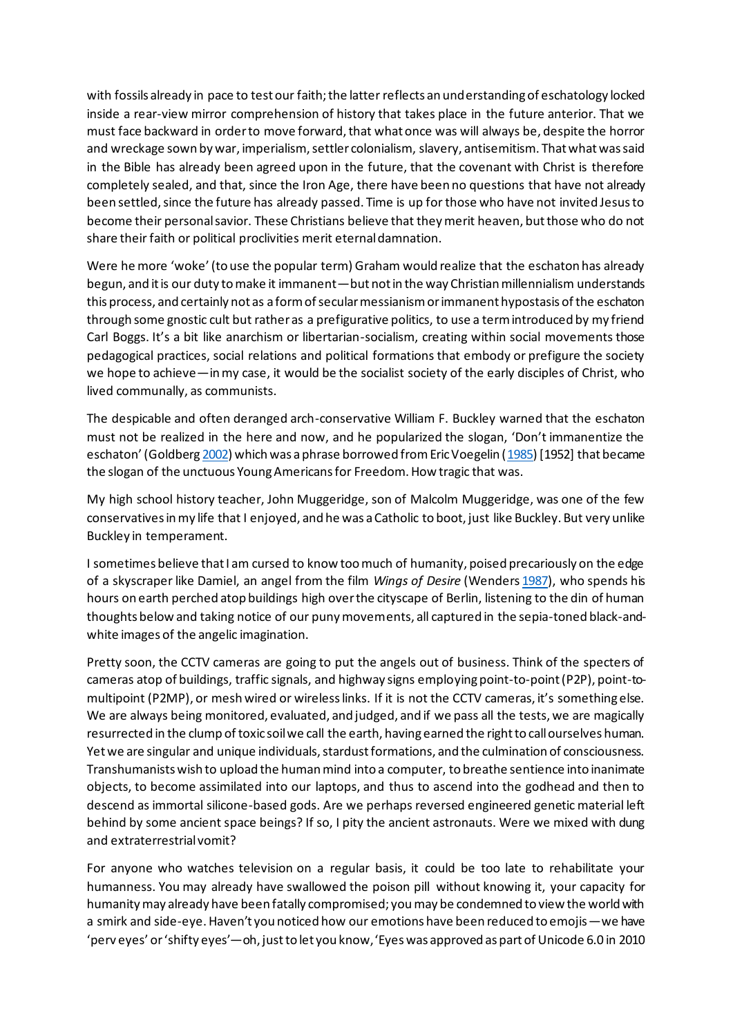with fossils already in pace to test our faith; the latter reflects an understanding of eschatology locked inside a rear-view mirror comprehension of history that takes place in the future anterior. That we must face backward in order to move forward, that what once was will always be, despite the horror and wreckage sown by war, imperialism, settler colonialism, slavery, antisemitism. That what was said in the Bible has already been agreed upon in the future, that the covenant with Christ is therefore completely sealed, and that, since the Iron Age, there have been no questions that have not already been settled, since the future has already passed. Time is up for those who have not invited Jesus to become their personal savior. These Christians believe that they merit heaven, but those who do not share their faith or political proclivities merit eternal damnation.

Were he more 'woke' (to use the popular term) Graham would realize that the eschaton has already begun, and it is our duty to make it immanent—but not in the way Christian millennialism understands this process, and certainly not as a form of secular messianism or immanent hypostasis of the eschaton through some gnostic cult but rather as a prefigurative politics, to use a term introduced by my friend Carl Boggs. It's a bit like anarchism or libertarian-socialism, creating within social movements those pedagogical practices, social relations and political formations that embody or prefigure the society we hope to achieve—in my case, it would be the socialist society of the early disciples of Christ, who lived communally, as communists.

The despicable and often deranged arch-conservative William F. Buckley warned that the eschaton must not be realized in the here and now, and he popularized the slogan, 'Don't immanentize the eschaton' (Goldberg 2002) which was a phrase borrowed from Eric Voegelin (1985) [1952] that became the slogan of the unctuous Young Americans for Freedom. How tragic that was.

My high school history teacher, John Muggeridge, son of Malcolm Muggeridge, was one of the few conservatives in my life that I enjoyed, and he was a Catholic to boot, just like Buckley. But very unlike Buckley in temperament.

I sometimes believe that I am cursed to know too much of humanity, poised precariously on the edge of a skyscraper like Damiel, an angel from the film *Wings of Desire* (Wenders 1987), who spends his hours on earth perched atop buildings high over the cityscape of Berlin, listening to the din of human thoughts below and taking notice of our puny movements, all captured in the sepia-toned black-and-white images of the angelic imagination.

Pretty soon, the CCTV cameras are going to put the angels out of business. Think of the specters of cameras atop of buildings, traffic signals, and highway signs employing point-to-point (P2P), point-to-multipoint (P2MP), or mesh wired or wireless links. If it is not the CCTV cameras, it's something else. We are always being monitored, evaluated, and judged, and if we pass all the tests, we are magically resurrected in the clump of toxic soil we call the earth, having earned the right to call ourselves human. Yet we are singular and unique individuals, stardust formations, and the culmination of consciousness. Transhumanists wish to upload the human mind into a computer, to breathe sentience into inanimate objects, to become assimilated into our laptops, and thus to ascend into the godhead and then to descend as immortal silicone-based gods. Are we perhaps reversed engineered genetic material left behind by some ancient space beings? If so, I pity the ancient astronauts. Were we mixed with dung and extraterrestrial vomit?

For anyone who watches television on a regular basis, it could be too late to rehabilitate your humanness. You may already have swallowed the poison pill without knowing it, your capacity for humanity may already have been fatally compromised; you may be condemned to view the world with a smirk and side-eye. Haven't you noticed how our emotions have been reduced to emojis—we have 'perv eyes' or 'shifty eyes'—oh, just to let you know, 'Eyes was approved as part of Unicode 6.0 in 2010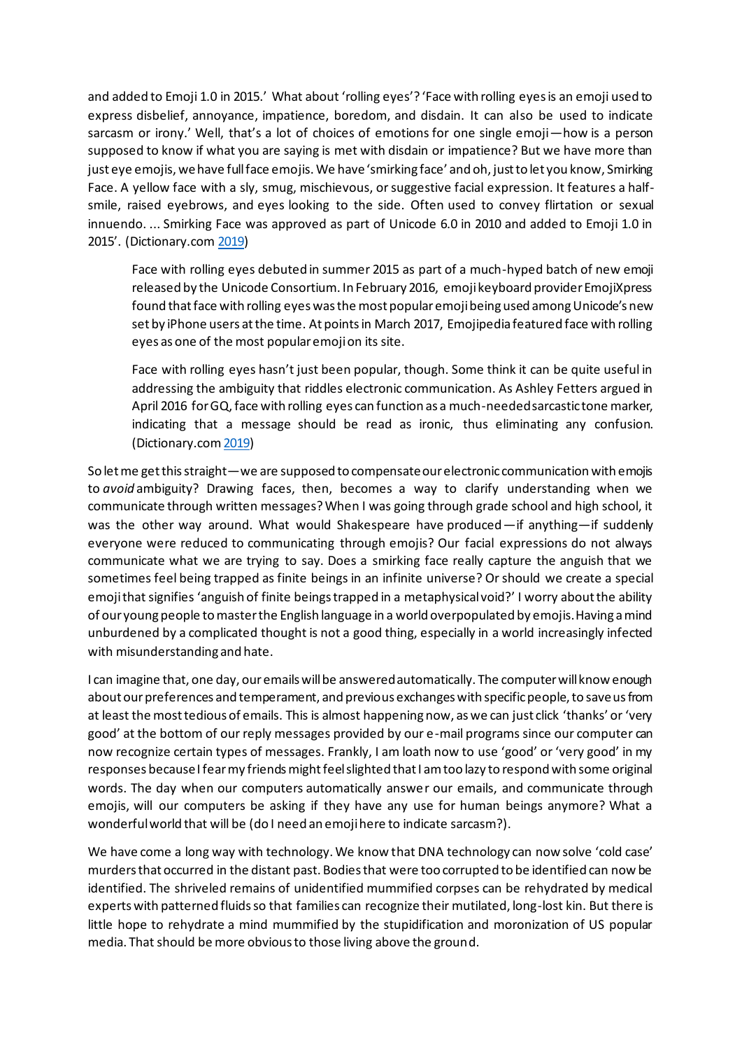and added to Emoji 1.0 in 2015.' What about 'rolling eyes'? 'Face with rolling eyes is an emoji used to express disbelief, annoyance, impatience, boredom, and disdain. It can also be used to indicate sarcasm or irony.' Well, that's a lot of choices of emotions for one single emoji—how is a person supposed to know if what you are saying is met with disdain or impatience? But we have more than just eye emojis, we have full face emojis. We have 'smirking face' and oh, just to let you know, Smirking Face. A yellow face with a sly, smug, mischievous, or suggestive facial expression. It features a half-smile, raised eyebrows, and eyes looking to the side. Often used to convey flirtation or sexual innuendo. ... Smirking Face was approved as part of Unicode 6.0 in 2010 and added to Emoji 1.0 in 2015'. (Dictionary.com 2019)

> Face with rolling eyes debuted in summer 2015 as part of a much-hyped batch of new emoji released by the Unicode Consortium. In February 2016, emoji keyboard provider EmojiXpress found that face with rolling eyes was the most popular emoji being used among Unicode's new set by iPhone users at the time. At points in March 2017, Emojipedia featured face with rolling eyes as one of the most popular emoji on its site.
>
> Face with rolling eyes hasn't just been popular, though. Some think it can be quite useful in addressing the ambiguity that riddles electronic communication. As Ashley Fetters argued in April 2016 for GQ, face with rolling eyes can function as a much-needed sarcastic tone marker, indicating that a message should be read as ironic, thus eliminating any confusion. (Dictionary.com 2019)

So let me get this straight—we are supposed to compensate our electronic communication with emojis to *avoid* ambiguity? Drawing faces, then, becomes a way to clarify understanding when we communicate through written messages? When I was going through grade school and high school, it was the other way around. What would Shakespeare have produced—if anything—if suddenly everyone were reduced to communicating through emojis? Our facial expressions do not always communicate what we are trying to say. Does a smirking face really capture the anguish that we sometimes feel being trapped as finite beings in an infinite universe? Or should we create a special emoji that signifies 'anguish of finite beings trapped in a metaphysical void?' I worry about the ability of our young people to master the English language in a world overpopulated by emojis. Having a mind unburdened by a complicated thought is not a good thing, especially in a world increasingly infected with misunderstanding and hate.

I can imagine that, one day, our emails will be answered automatically. The computer will know enough about our preferences and temperament, and previous exchanges with specific people, to save us from at least the most tedious of emails. This is almost happening now, as we can just click 'thanks' or 'very good' at the bottom of our reply messages provided by our e-mail programs since our computer can now recognize certain types of messages. Frankly, I am loath now to use 'good' or 'very good' in my responses because I fear my friends might feel slighted that I am too lazy to respond with some original words. The day when our computers automatically answer our emails, and communicate through emojis, will our computers be asking if they have any use for human beings anymore? What a wonderful world that will be (do I need an emoji here to indicate sarcasm?).

We have come a long way with technology. We know that DNA technology can now solve 'cold case' murders that occurred in the distant past. Bodies that were too corrupted to be identified can now be identified. The shriveled remains of unidentified mummified corpses can be rehydrated by medical experts with patterned fluids so that families can recognize their mutilated, long-lost kin. But there is little hope to rehydrate a mind mummified by the stupidification and moronization of US popular media. That should be more obvious to those living above the ground.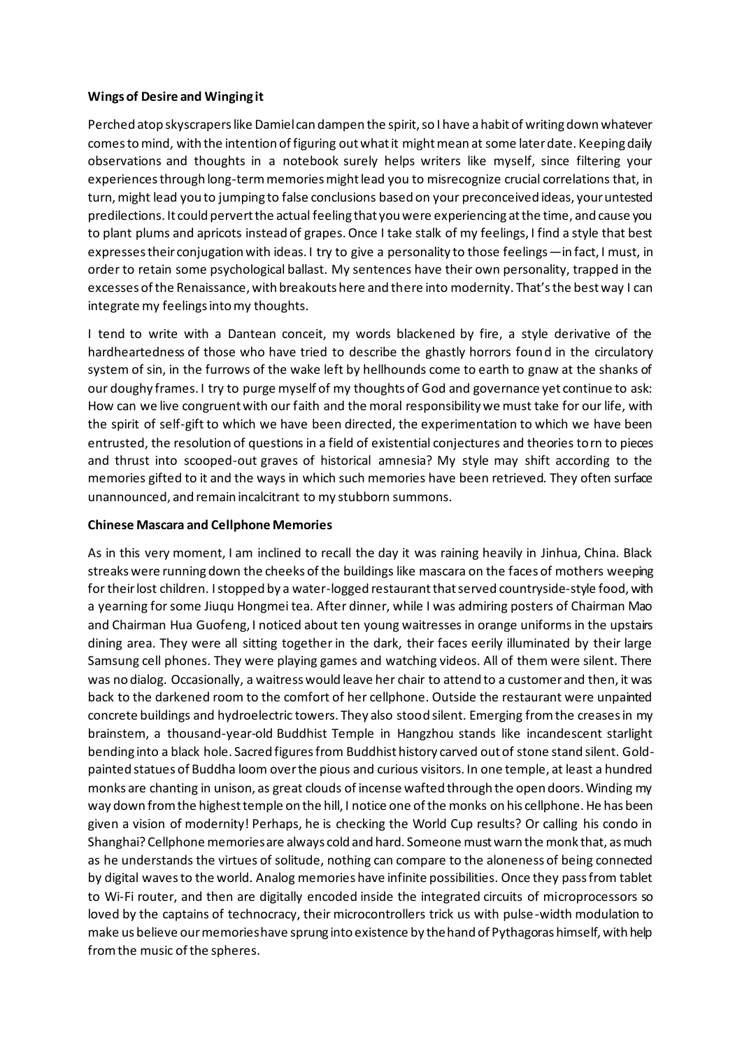**Wings of Desire and Winging it**

Perched atop skyscrapers like Damiel can dampen the spirit, so I have a habit of writing down whatever comes to mind, with the intention of figuring out what it might mean at some later date. Keeping daily observations and thoughts in a notebook surely helps writers like myself, since filtering your experiences through long-term memories might lead you to misrecognize crucial correlations that, in turn, might lead you to jumping to false conclusions based on your preconceived ideas, your untested predilections. It could pervert the actual feeling that you were experiencing at the time, and cause you to plant plums and apricots instead of grapes. Once I take stalk of my feelings, I find a style that best expresses their conjugation with ideas. I try to give a personality to those feelings—in fact, I must, in order to retain some psychological ballast. My sentences have their own personality, trapped in the excesses of the Renaissance, with breakouts here and there into modernity. That's the best way I can integrate my feelings into my thoughts.

I tend to write with a Dantean conceit, my words blackened by fire, a style derivative of the hardheartedness of those who have tried to describe the ghastly horrors found in the circulatory system of sin, in the furrows of the wake left by hellhounds come to earth to gnaw at the shanks of our doughy frames. I try to purge myself of my thoughts of God and governance yet continue to ask: How can we live congruent with our faith and the moral responsibility we must take for our life, with the spirit of self-gift to which we have been directed, the experimentation to which we have been entrusted, the resolution of questions in a field of existential conjectures and theories torn to pieces and thrust into scooped-out graves of historical amnesia? My style may shift according to the memories gifted to it and the ways in which such memories have been retrieved. They often surface unannounced, and remain incalcitrant to my stubborn summons.

**Chinese Mascara and Cellphone Memories**

As in this very moment, I am inclined to recall the day it was raining heavily in Jinhua, China. Black streaks were running down the cheeks of the buildings like mascara on the faces of mothers weeping for their lost children. I stopped by a water-logged restaurant that served countryside-style food, with a yearning for some Jiuqu Hongmei tea. After dinner, while I was admiring posters of Chairman Mao and Chairman Hua Guofeng, I noticed about ten young waitresses in orange uniforms in the upstairs dining area. They were all sitting together in the dark, their faces eerily illuminated by their large Samsung cell phones. They were playing games and watching videos. All of them were silent. There was no dialog. Occasionally, a waitress would leave her chair to attend to a customer and then, it was back to the darkened room to the comfort of her cellphone. Outside the restaurant were unpainted concrete buildings and hydroelectric towers. They also stood silent. Emerging from the creases in my brainstem, a thousand-year-old Buddhist Temple in Hangzhou stands like incandescent starlight bending into a black hole. Sacred figures from Buddhist history carved out of stone stand silent. Gold-painted statues of Buddha loom over the pious and curious visitors. In one temple, at least a hundred monks are chanting in unison, as great clouds of incense wafted through the open doors. Winding my way down from the highest temple on the hill, I notice one of the monks on his cellphone. He has been given a vision of modernity! Perhaps, he is checking the World Cup results? Or calling his condo in Shanghai? Cellphone memories are always cold and hard. Someone must warn the monk that, as much as he understands the virtues of solitude, nothing can compare to the aloneness of being connected by digital waves to the world. Analog memories have infinite possibilities. Once they pass from tablet to Wi-Fi router, and then are digitally encoded inside the integrated circuits of microprocessors so loved by the captains of technocracy, their microcontrollers trick us with pulse-width modulation to make us believe our memories have sprung into existence by the hand of Pythagoras himself, with help from the music of the spheres.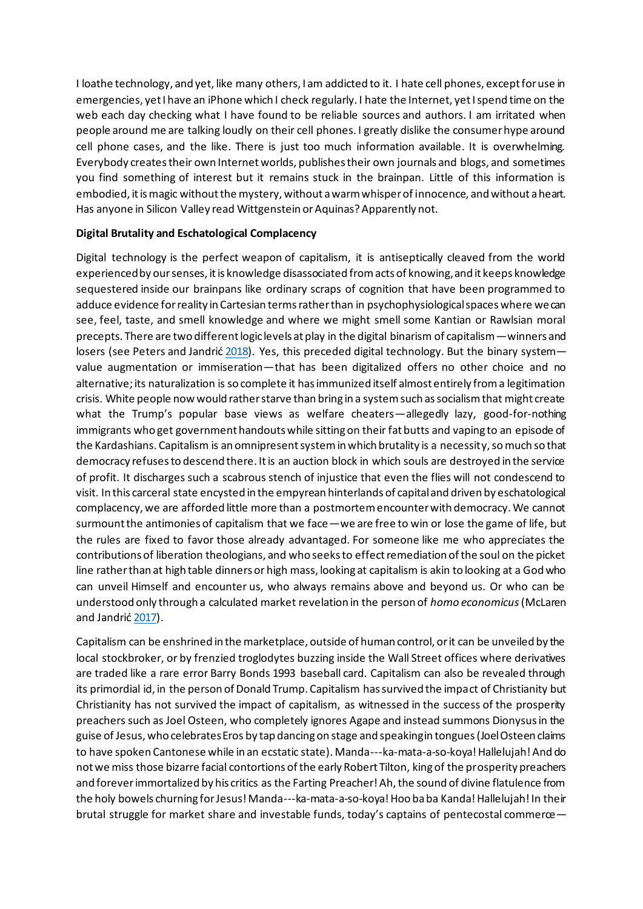I loathe technology, and yet, like many others, I am addicted to it. I hate cell phones, except for use in emergencies, yet I have an iPhone which I check regularly. I hate the Internet, yet I spend time on the web each day checking what I have found to be reliable sources and authors. I am irritated when people around me are talking loudly on their cell phones. I greatly dislike the consumer hype around cell phone cases, and the like. There is just too much information available. It is overwhelming. Everybody creates their own Internet worlds, publishes their own journals and blogs, and sometimes you find something of interest but it remains stuck in the brainpan. Little of this information is embodied, it is magic without the mystery, without a warm whisper of innocence, and without a heart. Has anyone in Silicon Valley read Wittgenstein or Aquinas? Apparently not.

**Digital Brutality and Eschatological Complacency**

Digital technology is the perfect weapon of capitalism, it is antiseptically cleaved from the world experienced by our senses, it is knowledge disassociated from acts of knowing, and it keeps knowledge sequestered inside our brainpans like ordinary scraps of cognition that have been programmed to adduce evidence for reality in Cartesian terms rather than in psychophysiological spaces where we can see, feel, taste, and smell knowledge and where we might smell some Kantian or Rawlsian moral precepts. There are two different logic levels at play in the digital binarism of capitalism—winners and losers (see Peters and Jandrić 2018). Yes, this preceded digital technology. But the binary system—value augmentation or immiseration—that has been digitalized offers no other choice and no alternative; its naturalization is so complete it has immunized itself almost entirely from a legitimation crisis. White people now would rather starve than bring in a system such as socialism that might create what the Trump's popular base views as welfare cheaters—allegedly lazy, good-for-nothing immigrants who get government handouts while sitting on their fat butts and vaping to an episode of the Kardashians. Capitalism is an omnipresent system in which brutality is a necessity, so much so that democracy refuses to descend there. It is an auction block in which souls are destroyed in the service of profit. It discharges such a scabrous stench of injustice that even the flies will not condescend to visit. In this carceral state encysted in the empyrean hinterlands of capital and driven by eschatological complacency, we are afforded little more than a postmortem encounter with democracy. We cannot surmount the antimonies of capitalism that we face—we are free to win or lose the game of life, but the rules are fixed to favor those already advantaged. For someone like me who appreciates the contributions of liberation theologians, and who seeks to effect remediation of the soul on the picket line rather than at high table dinners or high mass, looking at capitalism is akin to looking at a God who can unveil Himself and encounter us, who always remains above and beyond us. Or who can be understood only through a calculated market revelation in the person of *homo economicus* (McLaren and Jandrić 2017).

Capitalism can be enshrined in the marketplace, outside of human control, or it can be unveiled by the local stockbroker, or by frenzied troglodytes buzzing inside the Wall Street offices where derivatives are traded like a rare error Barry Bonds 1993 baseball card. Capitalism can also be revealed through its primordial id, in the person of Donald Trump. Capitalism has survived the impact of Christianity but Christianity has not survived the impact of capitalism, as witnessed in the success of the prosperity preachers such as Joel Osteen, who completely ignores Agape and instead summons Dionysus in the guise of Jesus, who celebrates Eros by tap dancing on stage and speaking in tongues (Joel Osteen claims to have spoken Cantonese while in an ecstatic state). Manda---ka-mata-a-so-koya! Hallelujah! And do not we miss those bizarre facial contortions of the early Robert Tilton, king of the prosperity preachers and forever immortalized by his critics as the Farting Preacher! Ah, the sound of divine flatulence from the holy bowels churning for Jesus! Manda---ka-mata-a-so-koya! Hoo ba ba Kanda! Hallelujah! In their brutal struggle for market share and investable funds, today's captains of pentecostal commerce—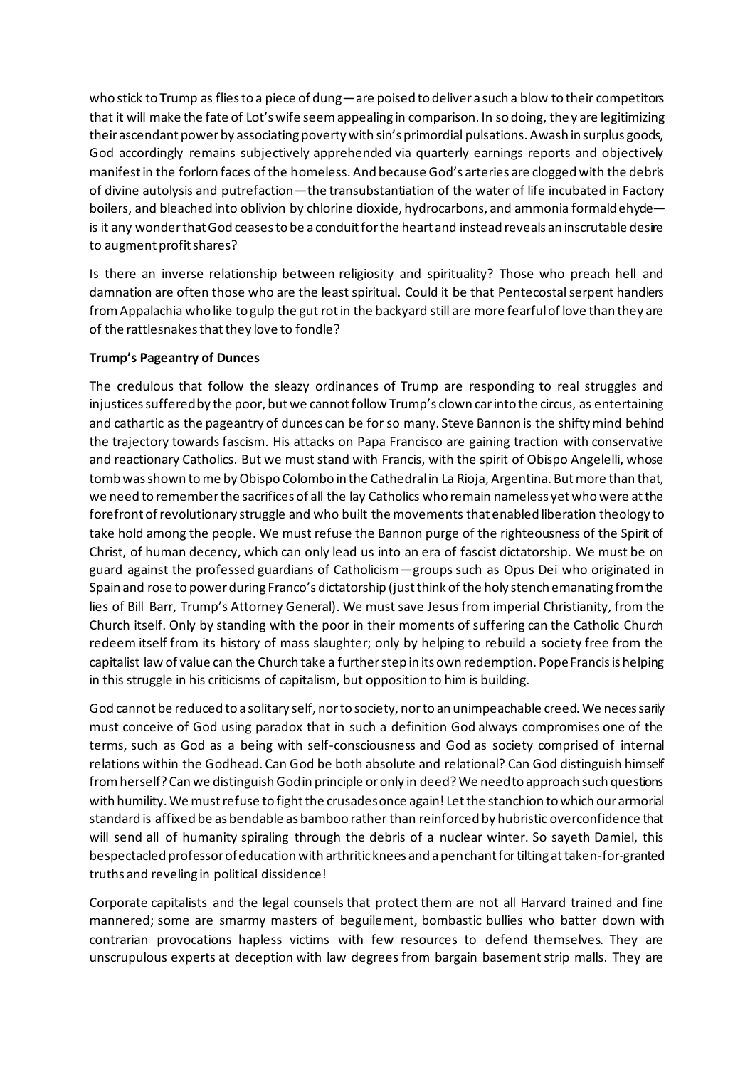who stick to Trump as flies to a piece of dung—are poised to deliver a such a blow to their competitors that it will make the fate of Lot's wife seem appealing in comparison. In so doing, they are legitimizing their ascendant power by associating poverty with sin's primordial pulsations. Awash in surplus goods, God accordingly remains subjectively apprehended via quarterly earnings reports and objectively manifest in the forlorn faces of the homeless. And because God's arteries are clogged with the debris of divine autolysis and putrefaction—the transubstantiation of the water of life incubated in Factory boilers, and bleached into oblivion by chlorine dioxide, hydrocarbons, and ammonia formaldehyde—is it any wonder that God ceases to be a conduit for the heart and instead reveals an inscrutable desire to augment profit shares?

Is there an inverse relationship between religiosity and spirituality? Those who preach hell and damnation are often those who are the least spiritual. Could it be that Pentecostal serpent handlers from Appalachia who like to gulp the gut rot in the backyard still are more fearful of love than they are of the rattlesnakes that they love to fondle?

**Trump's Pageantry of Dunces**

The credulous that follow the sleazy ordinances of Trump are responding to real struggles and injustices suffered by the poor, but we cannot follow Trump's clown car into the circus, as entertaining and cathartic as the pageantry of dunces can be for so many. Steve Bannon is the shifty mind behind the trajectory towards fascism. His attacks on Papa Francisco are gaining traction with conservative and reactionary Catholics. But we must stand with Francis, with the spirit of Obispo Angelelli, whose tomb was shown to me by Obispo Colombo in the Cathedral in La Rioja, Argentina. But more than that, we need to remember the sacrifices of all the lay Catholics who remain nameless yet who were at the forefront of revolutionary struggle and who built the movements that enabled liberation theology to take hold among the people. We must refuse the Bannon purge of the righteousness of the Spirit of Christ, of human decency, which can only lead us into an era of fascist dictatorship. We must be on guard against the professed guardians of Catholicism—groups such as Opus Dei who originated in Spain and rose to power during Franco's dictatorship (just think of the holy stench emanating from the lies of Bill Barr, Trump's Attorney General). We must save Jesus from imperial Christianity, from the Church itself. Only by standing with the poor in their moments of suffering can the Catholic Church redeem itself from its history of mass slaughter; only by helping to rebuild a society free from the capitalist law of value can the Church take a further step in its own redemption. Pope Francis is helping in this struggle in his criticisms of capitalism, but opposition to him is building.

God cannot be reduced to a solitary self, nor to society, nor to an unimpeachable creed. We necessarily must conceive of God using paradox that in such a definition God always compromises one of the terms, such as God as a being with self-consciousness and God as society comprised of internal relations within the Godhead. Can God be both absolute and relational? Can God distinguish himself from herself? Can we distinguish God in principle or only in deed? We need to approach such questions with humility. We must refuse to fight the crusades once again! Let the stanchion to which our armorial standard is affixed be as bendable as bamboo rather than reinforced by hubristic overconfidence that will send all of humanity spiraling through the debris of a nuclear winter. So sayeth Damiel, this bespectacled professor of education with arthritic knees and a penchant for tilting at taken-for-granted truths and reveling in political dissidence!

Corporate capitalists and the legal counsels that protect them are not all Harvard trained and fine mannered; some are smarmy masters of beguilement, bombastic bullies who batter down with contrarian provocations hapless victims with few resources to defend themselves. They are unscrupulous experts at deception with law degrees from bargain basement strip malls. They are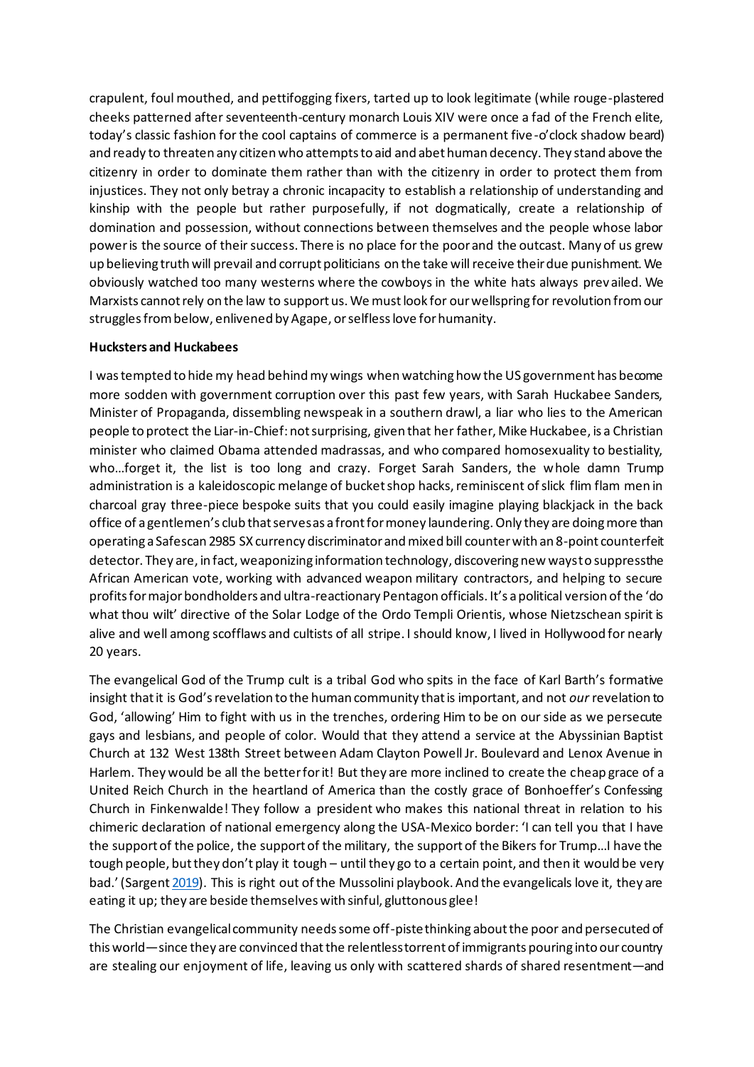crapulent, foul mouthed, and pettifogging fixers, tarted up to look legitimate (while rouge-plastered cheeks patterned after seventeenth-century monarch Louis XIV were once a fad of the French elite, today's classic fashion for the cool captains of commerce is a permanent five-o'clock shadow beard) and ready to threaten any citizen who attempts to aid and abet human decency. They stand above the citizenry in order to dominate them rather than with the citizenry in order to protect them from injustices. They not only betray a chronic incapacity to establish a relationship of understanding and kinship with the people but rather purposefully, if not dogmatically, create a relationship of domination and possession, without connections between themselves and the people whose labor power is the source of their success. There is no place for the poor and the outcast. Many of us grew up believing truth will prevail and corrupt politicians on the take will receive their due punishment. We obviously watched too many westerns where the cowboys in the white hats always prevailed. We Marxists cannot rely on the law to support us. We must look for our wellspring for revolution from our struggles from below, enlivened by Agape, or selfless love for humanity.

**Hucksters and Huckabees**

I was tempted to hide my head behind my wings when watching how the US government has become more sodden with government corruption over this past few years, with Sarah Huckabee Sanders, Minister of Propaganda, dissembling newspeak in a southern drawl, a liar who lies to the American people to protect the Liar-in-Chief: not surprising, given that her father, Mike Huckabee, is a Christian minister who claimed Obama attended madrassas, and who compared homosexuality to bestiality, who…forget it, the list is too long and crazy. Forget Sarah Sanders, the whole damn Trump administration is a kaleidoscopic melange of bucket shop hacks, reminiscent of slick flim flam men in charcoal gray three-piece bespoke suits that you could easily imagine playing blackjack in the back office of a gentlemen's club that serves as a front for money laundering. Only they are doing more than operating a Safescan 2985 SX currency discriminator and mixed bill counter with an 8-point counterfeit detector. They are, in fact, weaponizing information technology, discovering new ways to suppress the African American vote, working with advanced weapon military contractors, and helping to secure profits for major bondholders and ultra-reactionary Pentagon officials. It's a political version of the 'do what thou wilt' directive of the Solar Lodge of the Ordo Templi Orientis, whose Nietzschean spirit is alive and well among scofflaws and cultists of all stripe. I should know, I lived in Hollywood for nearly 20 years.

The evangelical God of the Trump cult is a tribal God who spits in the face of Karl Barth's formative insight that it is God's revelation to the human community that is important, and not *our* revelation to God, 'allowing' Him to fight with us in the trenches, ordering Him to be on our side as we persecute gays and lesbians, and people of color. Would that they attend a service at the Abyssinian Baptist Church at 132 West 138th Street between Adam Clayton Powell Jr. Boulevard and Lenox Avenue in Harlem. They would be all the better for it! But they are more inclined to create the cheap grace of a United Reich Church in the heartland of America than the costly grace of Bonhoeffer's Confessing Church in Finkenwalde! They follow a president who makes this national threat in relation to his chimeric declaration of national emergency along the USA-Mexico border: 'I can tell you that I have the support of the police, the support of the military, the support of the Bikers for Trump…I have the tough people, but they don't play it tough – until they go to a certain point, and then it would be very bad.' (Sargent 2019). This is right out of the Mussolini playbook. And the evangelicals love it, they are eating it up; they are beside themselves with sinful, gluttonous glee!

The Christian evangelical community needs some off-piste thinking about the poor and persecuted of this world—since they are convinced that the relentless torrent of immigrants pouring into our country are stealing our enjoyment of life, leaving us only with scattered shards of shared resentment—and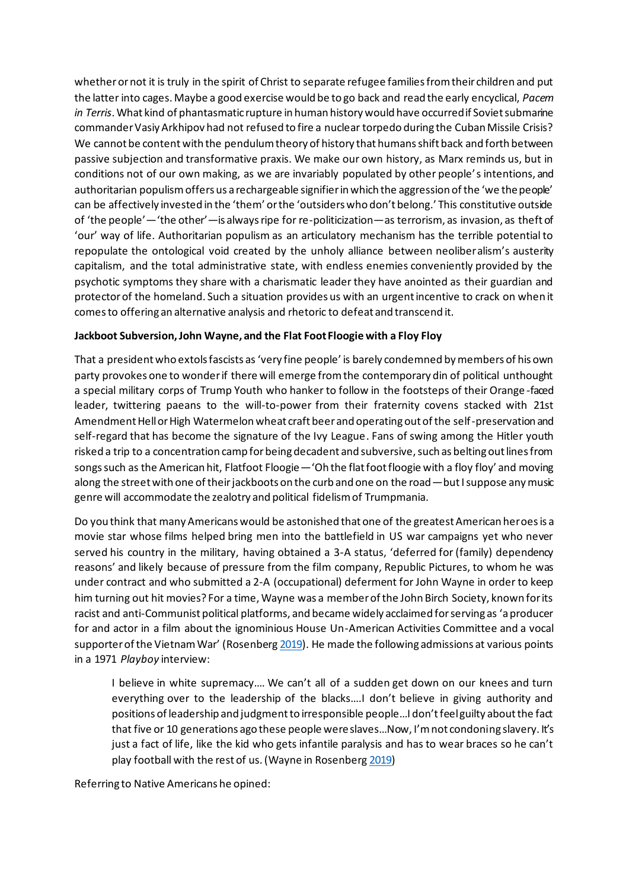whether or not it is truly in the spirit of Christ to separate refugee families from their children and put the latter into cages. Maybe a good exercise would be to go back and read the early encyclical, *Pacem in Terris*. What kind of phantasmatic rupture in human history would have occurred if Soviet submarine commander Vasiy Arkhipov had not refused to fire a nuclear torpedo during the Cuban Missile Crisis? We cannot be content with the pendulum theory of history that humans shift back and forth between passive subjection and transformative praxis. We make our own history, as Marx reminds us, but in conditions not of our own making, as we are invariably populated by other people's intentions, and authoritarian populism offers us a rechargeable signifier in which the aggression of the 'we the people' can be affectively invested in the 'them' or the 'outsiders who don't belong.' This constitutive outside of 'the people'—'the other'—is always ripe for re-politicization—as terrorism, as invasion, as theft of 'our' way of life. Authoritarian populism as an articulatory mechanism has the terrible potential to repopulate the ontological void created by the unholy alliance between neoliberalism's austerity capitalism, and the total administrative state, with endless enemies conveniently provided by the psychotic symptoms they share with a charismatic leader they have anointed as their guardian and protector of the homeland. Such a situation provides us with an urgent incentive to crack on when it comes to offering an alternative analysis and rhetoric to defeat and transcend it.

**Jackboot Subversion, John Wayne, and the Flat Foot Floogie with a Floy Floy**

That a president who extols fascists as 'very fine people' is barely condemned by members of his own party provokes one to wonder if there will emerge from the contemporary din of political unthought a special military corps of Trump Youth who hanker to follow in the footsteps of their Orange-faced leader, twittering paeans to the will-to-power from their fraternity covens stacked with 21st Amendment Hell or High Watermelon wheat craft beer and operating out of the self-preservation and self-regard that has become the signature of the Ivy League. Fans of swing among the Hitler youth risked a trip to a concentration camp for being decadent and subversive, such as belting out lines from songs such as the American hit, Flatfoot Floogie—'Oh the flat foot floogie with a floy floy' and moving along the street with one of their jackboots on the curb and one on the road—but I suppose any music genre will accommodate the zealotry and political fidelism of Trumpmania.

Do you think that many Americans would be astonished that one of the greatest American heroes is a movie star whose films helped bring men into the battlefield in US war campaigns yet who never served his country in the military, having obtained a 3-A status, 'deferred for (family) dependency reasons' and likely because of pressure from the film company, Republic Pictures, to whom he was under contract and who submitted a 2-A (occupational) deferment for John Wayne in order to keep him turning out hit movies? For a time, Wayne was a member of the John Birch Society, known for its racist and anti-Communist political platforms, and became widely acclaimed for serving as 'a producer for and actor in a film about the ignominious House Un-American Activities Committee and a vocal supporter of the Vietnam War' (Rosenberg 2019). He made the following admissions at various points in a 1971 *Playboy* interview:

> I believe in white supremacy…. We can't all of a sudden get down on our knees and turn everything over to the leadership of the blacks….I don't believe in giving authority and positions of leadership and judgment to irresponsible people…I don't feel guilty about the fact that five or 10 generations ago these people were slaves…Now, I'm not condoning slavery. It's just a fact of life, like the kid who gets infantile paralysis and has to wear braces so he can't play football with the rest of us. (Wayne in Rosenberg 2019)

Referring to Native Americans he opined: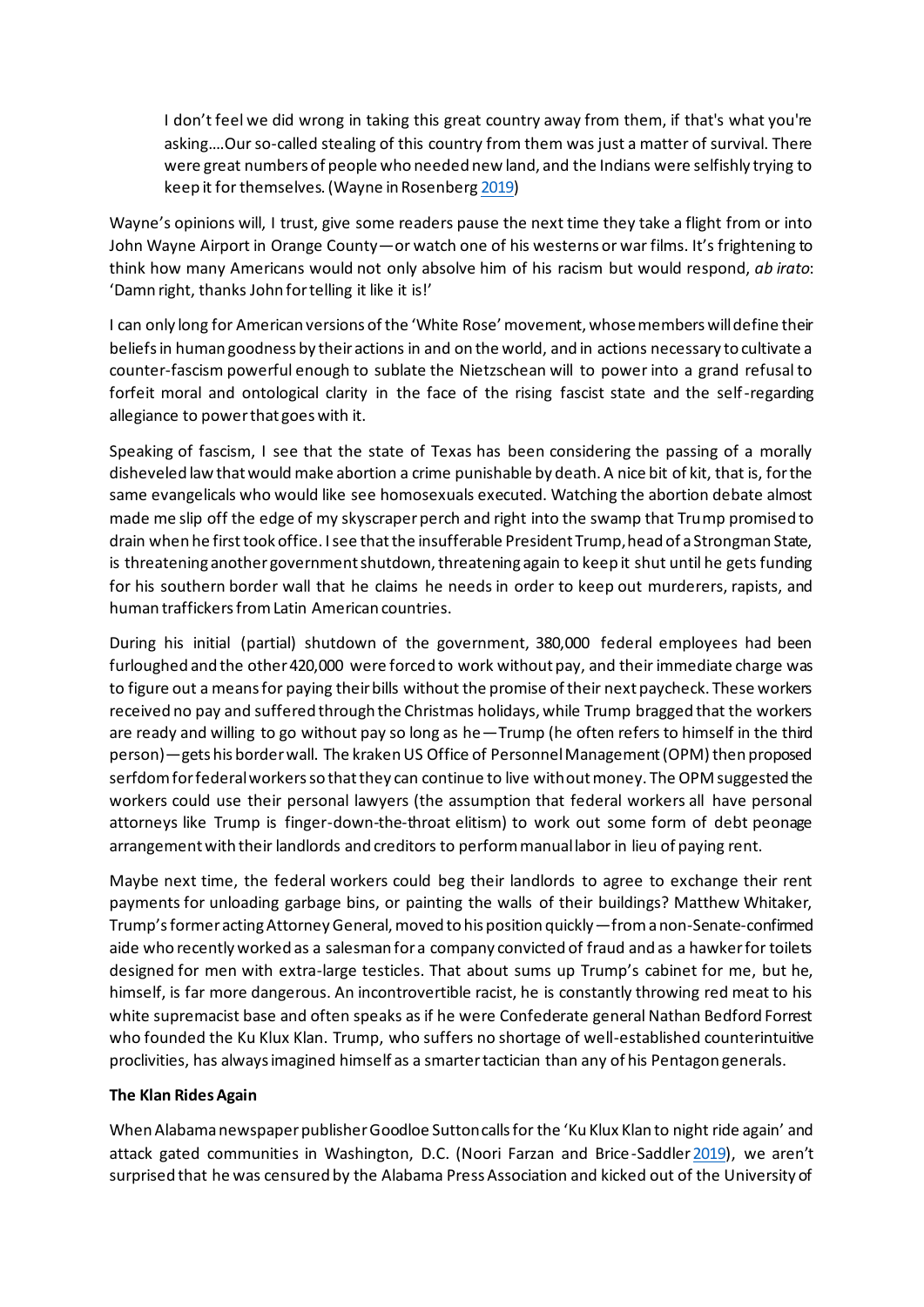> I don't feel we did wrong in taking this great country away from them, if that's what you're asking....Our so-called stealing of this country from them was just a matter of survival. There were great numbers of people who needed new land, and the Indians were selfishly trying to keep it for themselves. (Wayne in Rosenberg 2019)

Wayne's opinions will, I trust, give some readers pause the next time they take a flight from or into John Wayne Airport in Orange County—or watch one of his westerns or war films. It's frightening to think how many Americans would not only absolve him of his racism but would respond, *ab irato*: 'Damn right, thanks John for telling it like it is!'

I can only long for American versions of the 'White Rose' movement, whose members will define their beliefs in human goodness by their actions in and on the world, and in actions necessary to cultivate a counter-fascism powerful enough to sublate the Nietzschean will to power into a grand refusal to forfeit moral and ontological clarity in the face of the rising fascist state and the self-regarding allegiance to power that goes with it.

Speaking of fascism, I see that the state of Texas has been considering the passing of a morally disheveled law that would make abortion a crime punishable by death. A nice bit of kit, that is, for the same evangelicals who would like see homosexuals executed. Watching the abortion debate almost made me slip off the edge of my skyscraper perch and right into the swamp that Trump promised to drain when he first took office. I see that the insufferable President Trump, head of a Strongman State, is threatening another government shutdown, threatening again to keep it shut until he gets funding for his southern border wall that he claims he needs in order to keep out murderers, rapists, and human traffickers from Latin American countries.

During his initial (partial) shutdown of the government, 380,000 federal employees had been furloughed and the other 420,000 were forced to work without pay, and their immediate charge was to figure out a means for paying their bills without the promise of their next paycheck. These workers received no pay and suffered through the Christmas holidays, while Trump bragged that the workers are ready and willing to go without pay so long as he—Trump (he often refers to himself in the third person)—gets his border wall. The kraken US Office of Personnel Management (OPM) then proposed serfdom for federal workers so that they can continue to live without money. The OPM suggested the workers could use their personal lawyers (the assumption that federal workers all have personal attorneys like Trump is finger-down-the-throat elitism) to work out some form of debt peonage arrangement with their landlords and creditors to perform manual labor in lieu of paying rent.

Maybe next time, the federal workers could beg their landlords to agree to exchange their rent payments for unloading garbage bins, or painting the walls of their buildings? Matthew Whitaker, Trump's former acting Attorney General, moved to his position quickly—from a non-Senate-confirmed aide who recently worked as a salesman for a company convicted of fraud and as a hawker for toilets designed for men with extra-large testicles. That about sums up Trump's cabinet for me, but he, himself, is far more dangerous. An incontrovertible racist, he is constantly throwing red meat to his white supremacist base and often speaks as if he were Confederate general Nathan Bedford Forrest who founded the Ku Klux Klan. Trump, who suffers no shortage of well-established counterintuitive proclivities, has always imagined himself as a smarter tactician than any of his Pentagon generals.

**The Klan Rides Again**

When Alabama newspaper publisher Goodloe Sutton calls for the 'Ku Klux Klan to night ride again' and attack gated communities in Washington, D.C. (Noori Farzan and Brice-Saddler 2019), we aren't surprised that he was censured by the Alabama Press Association and kicked out of the University of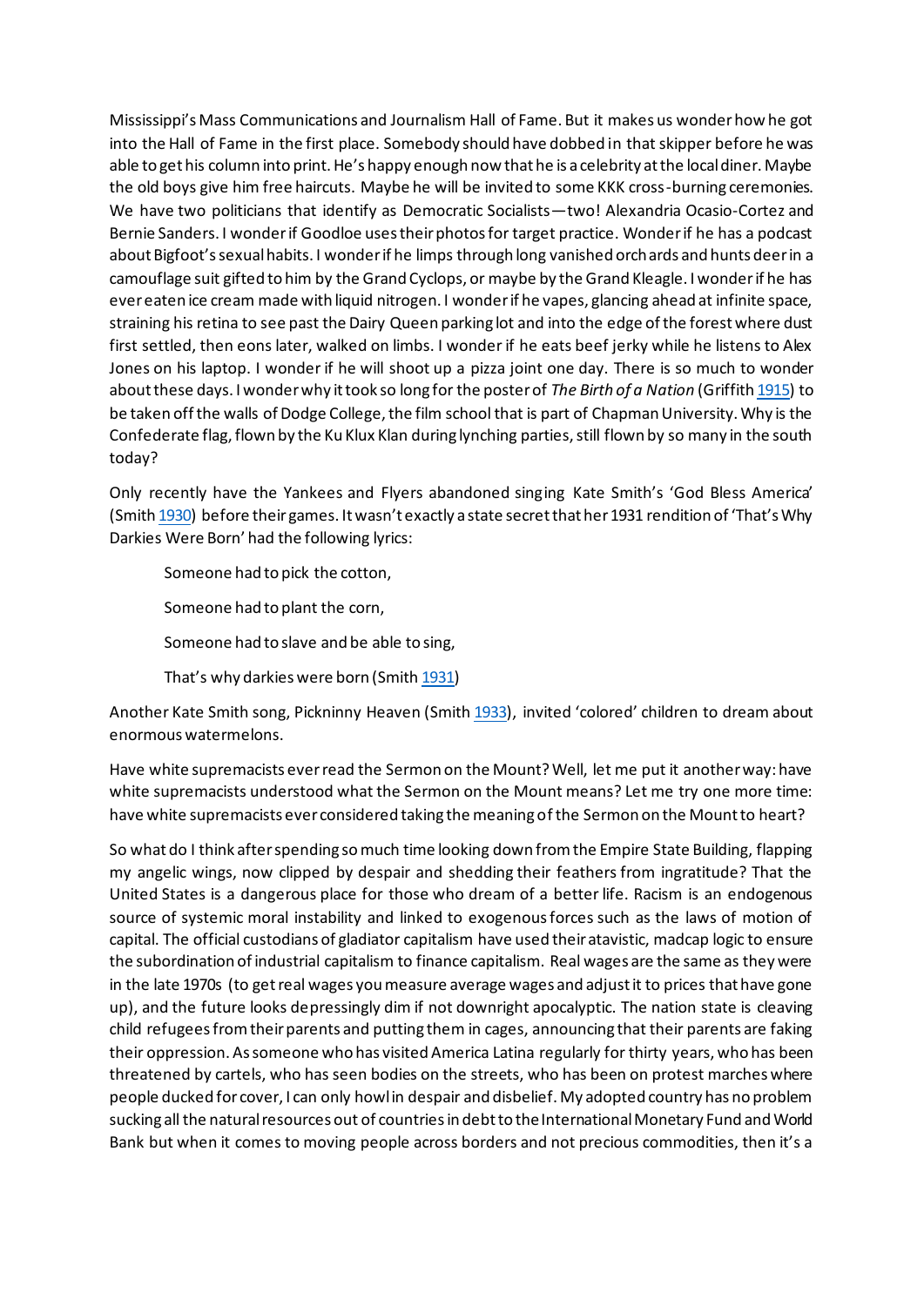Mississippi's Mass Communications and Journalism Hall of Fame. But it makes us wonder how he got into the Hall of Fame in the first place. Somebody should have dobbed in that skipper before he was able to get his column into print. He's happy enough now that he is a celebrity at the local diner. Maybe the old boys give him free haircuts. Maybe he will be invited to some KKK cross-burning ceremonies. We have two politicians that identify as Democratic Socialists—two! Alexandria Ocasio-Cortez and Bernie Sanders. I wonder if Goodloe uses their photos for target practice. Wonder if he has a podcast about Bigfoot's sexual habits. I wonder if he limps through long vanished orchards and hunts deer in a camouflage suit gifted to him by the Grand Cyclops, or maybe by the Grand Kleagle. I wonder if he has ever eaten ice cream made with liquid nitrogen. I wonder if he vapes, glancing ahead at infinite space, straining his retina to see past the Dairy Queen parking lot and into the edge of the forest where dust first settled, then eons later, walked on limbs. I wonder if he eats beef jerky while he listens to Alex Jones on his laptop. I wonder if he will shoot up a pizza joint one day. There is so much to wonder about these days. I wonder why it took so long for the poster of *The Birth of a Nation* (Griffith 1915) to be taken off the walls of Dodge College, the film school that is part of Chapman University. Why is the Confederate flag, flown by the Ku Klux Klan during lynching parties, still flown by so many in the south today?

Only recently have the Yankees and Flyers abandoned singing Kate Smith's 'God Bless America' (Smith 1930) before their games. It wasn't exactly a state secret that her 1931 rendition of 'That's Why Darkies Were Born' had the following lyrics:

> Someone had to pick the cotton,
>
> Someone had to plant the corn,
>
> Someone had to slave and be able to sing,
>
> That's why darkies were born (Smith 1931)

Another Kate Smith song, Pickninny Heaven (Smith 1933), invited 'colored' children to dream about enormous watermelons.

Have white supremacists ever read the Sermon on the Mount? Well, let me put it another way: have white supremacists understood what the Sermon on the Mount means? Let me try one more time: have white supremacists ever considered taking the meaning of the Sermon on the Mount to heart?

So what do I think after spending so much time looking down from the Empire State Building, flapping my angelic wings, now clipped by despair and shedding their feathers from ingratitude? That the United States is a dangerous place for those who dream of a better life. Racism is an endogenous source of systemic moral instability and linked to exogenous forces such as the laws of motion of capital. The official custodians of gladiator capitalism have used their atavistic, madcap logic to ensure the subordination of industrial capitalism to finance capitalism. Real wages are the same as they were in the late 1970s (to get real wages you measure average wages and adjust it to prices that have gone up), and the future looks depressingly dim if not downright apocalyptic. The nation state is cleaving child refugees from their parents and putting them in cages, announcing that their parents are faking their oppression. As someone who has visited America Latina regularly for thirty years, who has been threatened by cartels, who has seen bodies on the streets, who has been on protest marches where people ducked for cover, I can only howl in despair and disbelief. My adopted country has no problem sucking all the natural resources out of countries in debt to the International Monetary Fund and World Bank but when it comes to moving people across borders and not precious commodities, then it's a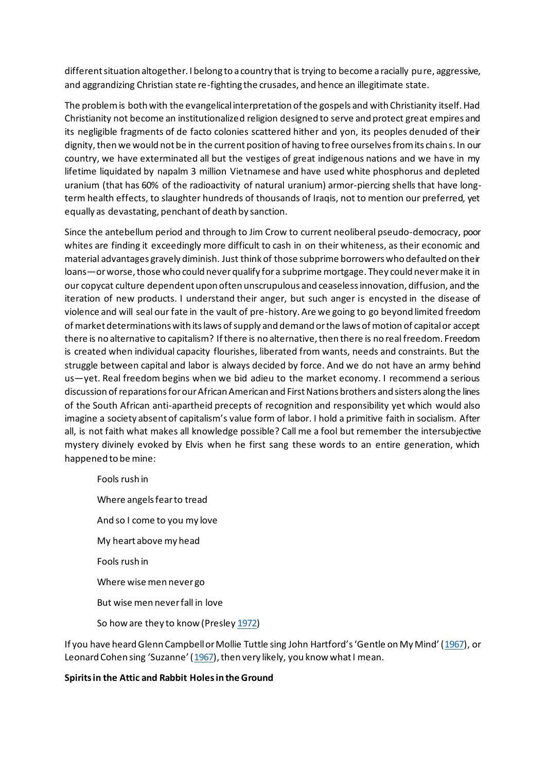different situation altogether. I belong to a country that is trying to become a racially pure, aggressive, and aggrandizing Christian state re-fighting the crusades, and hence an illegitimate state.

The problem is both with the evangelical interpretation of the gospels and with Christianity itself. Had Christianity not become an institutionalized religion designed to serve and protect great empires and its negligible fragments of de facto colonies scattered hither and yon, its peoples denuded of their dignity, then we would not be in the current position of having to free ourselves from its chains. In our country, we have exterminated all but the vestiges of great indigenous nations and we have in my lifetime liquidated by napalm 3 million Vietnamese and have used white phosphorus and depleted uranium (that has 60% of the radioactivity of natural uranium) armor-piercing shells that have long-term health effects, to slaughter hundreds of thousands of Iraqis, not to mention our preferred, yet equally as devastating, penchant of death by sanction.

Since the antebellum period and through to Jim Crow to current neoliberal pseudo-democracy, poor whites are finding it exceedingly more difficult to cash in on their whiteness, as their economic and material advantages gravely diminish. Just think of those subprime borrowers who defaulted on their loans—or worse, those who could never qualify for a subprime mortgage. They could never make it in our copycat culture dependent upon often unscrupulous and ceaseless innovation, diffusion, and the iteration of new products. I understand their anger, but such anger is encysted in the disease of violence and will seal our fate in the vault of pre-history. Are we going to go beyond limited freedom of market determinations with its laws of supply and demand or the laws of motion of capital or accept there is no alternative to capitalism? If there is no alternative, then there is no real freedom. Freedom is created when individual capacity flourishes, liberated from wants, needs and constraints. But the struggle between capital and labor is always decided by force. And we do not have an army behind us—yet. Real freedom begins when we bid adieu to the market economy. I recommend a serious discussion of reparations for our African American and First Nations brothers and sisters along the lines of the South African anti-apartheid precepts of recognition and responsibility yet which would also imagine a society absent of capitalism's value form of labor. I hold a primitive faith in socialism. After all, is not faith what makes all knowledge possible? Call me a fool but remember the intersubjective mystery divinely evoked by Elvis when he first sang these words to an entire generation, which happened to be mine:

> Fools rush in
>
> Where angels fear to tread
>
> And so I come to you my love
>
> My heart above my head
>
> Fools rush in
>
> Where wise men never go
>
> But wise men never fall in love
>
> So how are they to know (Presley 1972)

If you have heard Glenn Campbell or Mollie Tuttle sing John Hartford's 'Gentle on My Mind' (1967), or Leonard Cohen sing 'Suzanne' (1967), then very likely, you know what I mean.

### Spirits in the Attic and Rabbit Holes in the Ground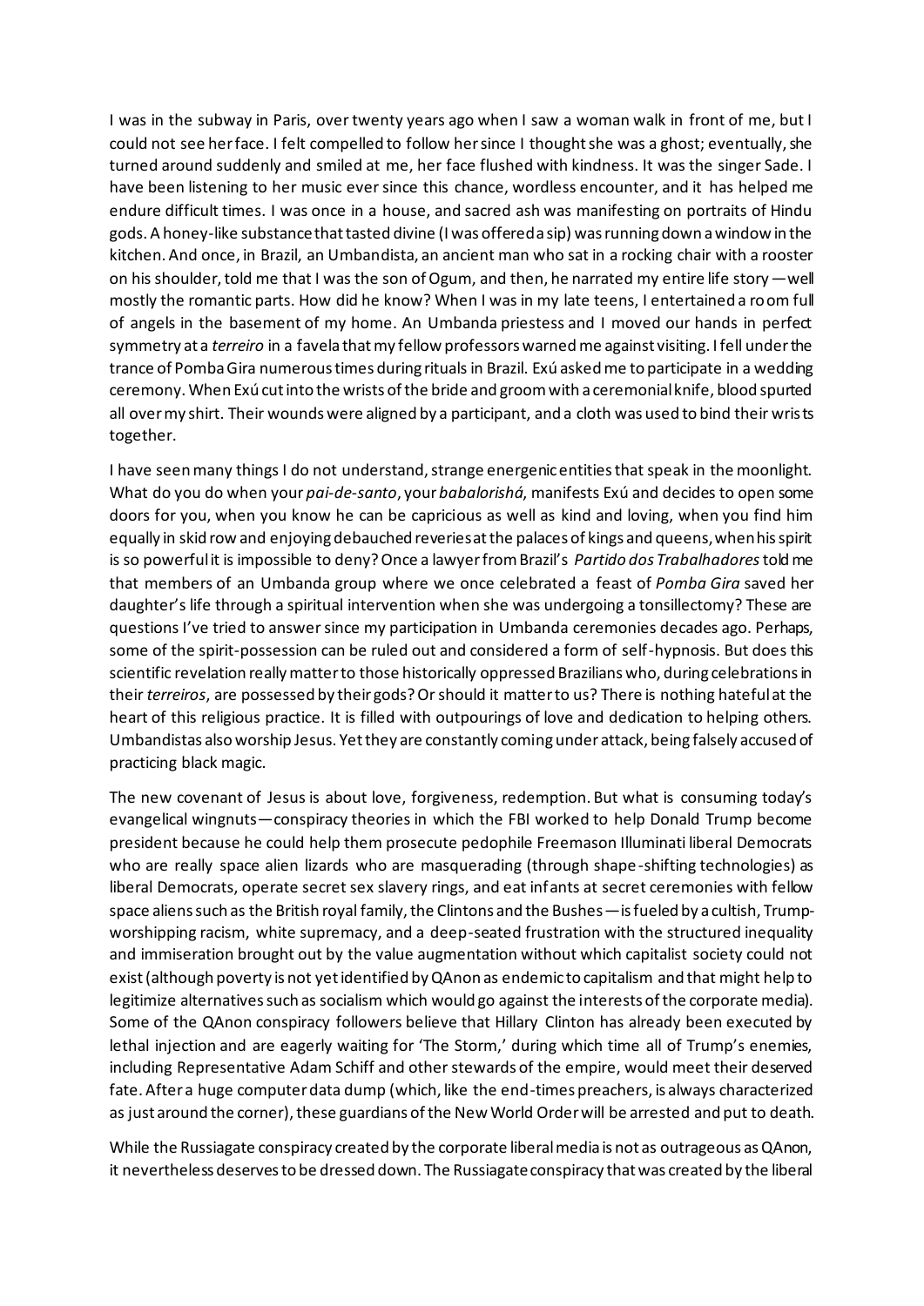I was in the subway in Paris, over twenty years ago when I saw a woman walk in front of me, but I could not see her face. I felt compelled to follow her since I thought she was a ghost; eventually, she turned around suddenly and smiled at me, her face flushed with kindness. It was the singer Sade. I have been listening to her music ever since this chance, wordless encounter, and it has helped me endure difficult times. I was once in a house, and sacred ash was manifesting on portraits of Hindu gods. A honey-like substance that tasted divine (I was offered a sip) was running down a window in the kitchen. And once, in Brazil, an Umbandista, an ancient man who sat in a rocking chair with a rooster on his shoulder, told me that I was the son of Ogum, and then, he narrated my entire life story—well mostly the romantic parts. How did he know? When I was in my late teens, I entertained a room full of angels in the basement of my home. An Umbanda priestess and I moved our hands in perfect symmetry at a *terreiro* in a favela that my fellow professors warned me against visiting. I fell under the trance of Pomba Gira numerous times during rituals in Brazil. Exú asked me to participate in a wedding ceremony. When Exú cut into the wrists of the bride and groom with a ceremonial knife, blood spurted all over my shirt. Their wounds were aligned by a participant, and a cloth was used to bind their wrists together.

I have seen many things I do not understand, strange energenic entities that speak in the moonlight. What do you do when your *pai-de-santo*, your *babalorishá*, manifests Exú and decides to open some doors for you, when you know he can be capricious as well as kind and loving, when you find him equally in skid row and enjoying debauched reveries at the palaces of kings and queens, when his spirit is so powerful it is impossible to deny? Once a lawyer from Brazil's *Partido dos Trabalhadores* told me that members of an Umbanda group where we once celebrated a feast of *Pomba Gira* saved her daughter's life through a spiritual intervention when she was undergoing a tonsillectomy? These are questions I've tried to answer since my participation in Umbanda ceremonies decades ago. Perhaps, some of the spirit-possession can be ruled out and considered a form of self-hypnosis. But does this scientific revelation really matter to those historically oppressed Brazilians who, during celebrations in their *terreiros*, are possessed by their gods? Or should it matter to us? There is nothing hateful at the heart of this religious practice. It is filled with outpourings of love and dedication to helping others. Umbandistas also worship Jesus. Yet they are constantly coming under attack, being falsely accused of practicing black magic.

The new covenant of Jesus is about love, forgiveness, redemption. But what is consuming today's evangelical wingnuts—conspiracy theories in which the FBI worked to help Donald Trump become president because he could help them prosecute pedophile Freemason Illuminati liberal Democrats who are really space alien lizards who are masquerading (through shape-shifting technologies) as liberal Democrats, operate secret sex slavery rings, and eat infants at secret ceremonies with fellow space aliens such as the British royal family, the Clintons and the Bushes—is fueled by a cultish, Trump-worshipping racism, white supremacy, and a deep-seated frustration with the structured inequality and immiseration brought out by the value augmentation without which capitalist society could not exist (although poverty is not yet identified by QAnon as endemic to capitalism and that might help to legitimize alternatives such as socialism which would go against the interests of the corporate media). Some of the QAnon conspiracy followers believe that Hillary Clinton has already been executed by lethal injection and are eagerly waiting for 'The Storm,' during which time all of Trump's enemies, including Representative Adam Schiff and other stewards of the empire, would meet their deserved fate. After a huge computer data dump (which, like the end-times preachers, is always characterized as just around the corner), these guardians of the New World Order will be arrested and put to death.

While the Russiagate conspiracy created by the corporate liberal media is not as outrageous as QAnon, it nevertheless deserves to be dressed down. The Russiagate conspiracy that was created by the liberal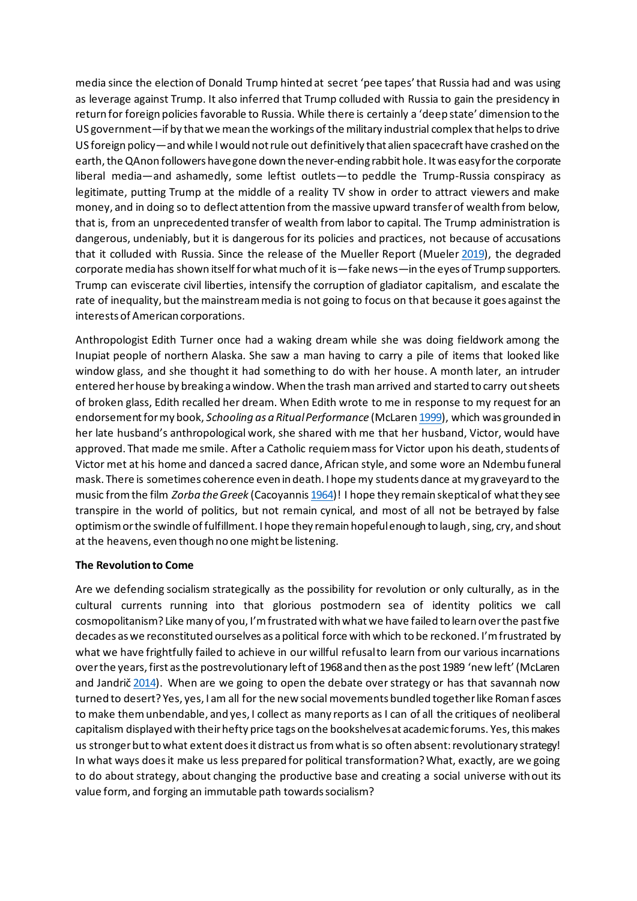media since the election of Donald Trump hinted at secret 'pee tapes' that Russia had and was using as leverage against Trump. It also inferred that Trump colluded with Russia to gain the presidency in return for foreign policies favorable to Russia. While there is certainly a 'deep state' dimension to the US government—if by that we mean the workings of the military industrial complex that helps to drive US foreign policy—and while I would not rule out definitively that alien spacecraft have crashed on the earth, the QAnon followers have gone down the never-ending rabbit hole. It was easy for the corporate liberal media—and ashamedly, some leftist outlets—to peddle the Trump-Russia conspiracy as legitimate, putting Trump at the middle of a reality TV show in order to attract viewers and make money, and in doing so to deflect attention from the massive upward transfer of wealth from below, that is, from an unprecedented transfer of wealth from labor to capital. The Trump administration is dangerous, undeniably, but it is dangerous for its policies and practices, not because of accusations that it colluded with Russia. Since the release of the Mueller Report (Mueler 2019), the degraded corporate media has shown itself for what much of it is—fake news—in the eyes of Trump supporters. Trump can eviscerate civil liberties, intensify the corruption of gladiator capitalism, and escalate the rate of inequality, but the mainstream media is not going to focus on that because it goes against the interests of American corporations.

Anthropologist Edith Turner once had a waking dream while she was doing fieldwork among the Inupiat people of northern Alaska. She saw a man having to carry a pile of items that looked like window glass, and she thought it had something to do with her house. A month later, an intruder entered her house by breaking a window. When the trash man arrived and started to carry out sheets of broken glass, Edith recalled her dream. When Edith wrote to me in response to my request for an endorsement for my book, *Schooling as a Ritual Performance* (McLaren 1999), which was grounded in her late husband's anthropological work, she shared with me that her husband, Victor, would have approved. That made me smile. After a Catholic requiem mass for Victor upon his death, students of Victor met at his home and danced a sacred dance, African style, and some wore an Ndembu funeral mask. There is sometimes coherence even in death. I hope my students dance at my graveyard to the music from the film *Zorba the Greek* (Cacoyannis 1964)! I hope they remain skeptical of what they see transpire in the world of politics, but not remain cynical, and most of all not be betrayed by false optimism or the swindle of fulfillment. I hope they remain hopeful enough to laugh, sing, cry, and shout at the heavens, even though no one might be listening.

**The Revolution to Come**

Are we defending socialism strategically as the possibility for revolution or only culturally, as in the cultural currents running into that glorious postmodern sea of identity politics we call cosmopolitanism? Like many of you, I'm frustrated with what we have failed to learn over the past five decades as we reconstituted ourselves as a political force with which to be reckoned. I'm frustrated by what we have frightfully failed to achieve in our willful refusal to learn from our various incarnations over the years, first as the postrevolutionary left of 1968 and then as the post 1989 'new left' (McLaren and Jandrič 2014). When are we going to open the debate over strategy or has that savannah now turned to desert? Yes, yes, I am all for the new social movements bundled together like Roman fasces to make them unbendable, and yes, I collect as many reports as I can of all the critiques of neoliberal capitalism displayed with their hefty price tags on the bookshelves at academic forums. Yes, this makes us stronger but to what extent does it distract us from what is so often absent: revolutionary strategy! In what ways does it make us less prepared for political transformation? What, exactly, are we going to do about strategy, about changing the productive base and creating a social universe without its value form, and forging an immutable path towards socialism?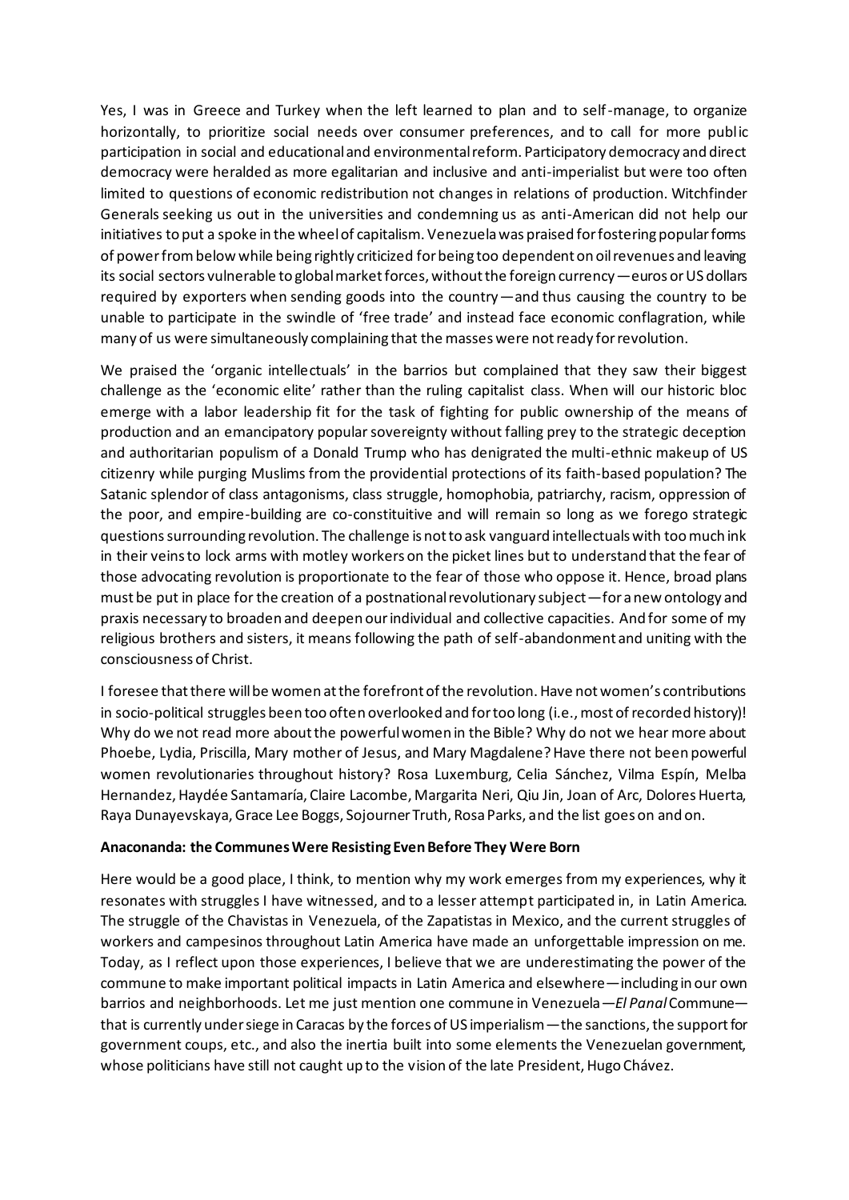Yes, I was in Greece and Turkey when the left learned to plan and to self-manage, to organize horizontally, to prioritize social needs over consumer preferences, and to call for more public participation in social and educational and environmental reform. Participatory democracy and direct democracy were heralded as more egalitarian and inclusive and anti-imperialist but were too often limited to questions of economic redistribution not changes in relations of production. Witchfinder Generals seeking us out in the universities and condemning us as anti-American did not help our initiatives to put a spoke in the wheel of capitalism. Venezuela was praised for fostering popular forms of power from below while being rightly criticized for being too dependent on oil revenues and leaving its social sectors vulnerable to global market forces, without the foreign currency—euros or US dollars required by exporters when sending goods into the country—and thus causing the country to be unable to participate in the swindle of 'free trade' and instead face economic conflagration, while many of us were simultaneously complaining that the masses were not ready for revolution.

We praised the 'organic intellectuals' in the barrios but complained that they saw their biggest challenge as the 'economic elite' rather than the ruling capitalist class. When will our historic bloc emerge with a labor leadership fit for the task of fighting for public ownership of the means of production and an emancipatory popular sovereignty without falling prey to the strategic deception and authoritarian populism of a Donald Trump who has denigrated the multi-ethnic makeup of US citizenry while purging Muslims from the providential protections of its faith-based population? The Satanic splendor of class antagonisms, class struggle, homophobia, patriarchy, racism, oppression of the poor, and empire-building are co-constituitive and will remain so long as we forego strategic questions surrounding revolution. The challenge is not to ask vanguard intellectuals with too much ink in their veins to lock arms with motley workers on the picket lines but to understand that the fear of those advocating revolution is proportionate to the fear of those who oppose it. Hence, broad plans must be put in place for the creation of a postnational revolutionary subject—for a new ontology and praxis necessary to broaden and deepen our individual and collective capacities. And for some of my religious brothers and sisters, it means following the path of self-abandonment and uniting with the consciousness of Christ.

I foresee that there will be women at the forefront of the revolution. Have not women's contributions in socio-political struggles been too often overlooked and for too long (i.e., most of recorded history)! Why do we not read more about the powerful women in the Bible? Why do not we hear more about Phoebe, Lydia, Priscilla, Mary mother of Jesus, and Mary Magdalene? Have there not been powerful women revolutionaries throughout history? Rosa Luxemburg, Celia Sánchez, Vilma Espín, Melba Hernandez, Haydée Santamaría, Claire Lacombe, Margarita Neri, Qiu Jin, Joan of Arc, Dolores Huerta, Raya Dunayevskaya, Grace Lee Boggs, Sojourner Truth, Rosa Parks, and the list goes on and on.

**Anaconanda: the Communes Were Resisting Even Before They Were Born**

Here would be a good place, I think, to mention why my work emerges from my experiences, why it resonates with struggles I have witnessed, and to a lesser attempt participated in, in Latin America. The struggle of the Chavistas in Venezuela, of the Zapatistas in Mexico, and the current struggles of workers and campesinos throughout Latin America have made an unforgettable impression on me. Today, as I reflect upon those experiences, I believe that we are underestimating the power of the commune to make important political impacts in Latin America and elsewhere—including in our own barrios and neighborhoods. Let me just mention one commune in Venezuela—*El Panal* Commune—that is currently under siege in Caracas by the forces of US imperialism—the sanctions, the support for government coups, etc., and also the inertia built into some elements the Venezuelan government, whose politicians have still not caught up to the vision of the late President, Hugo Chávez.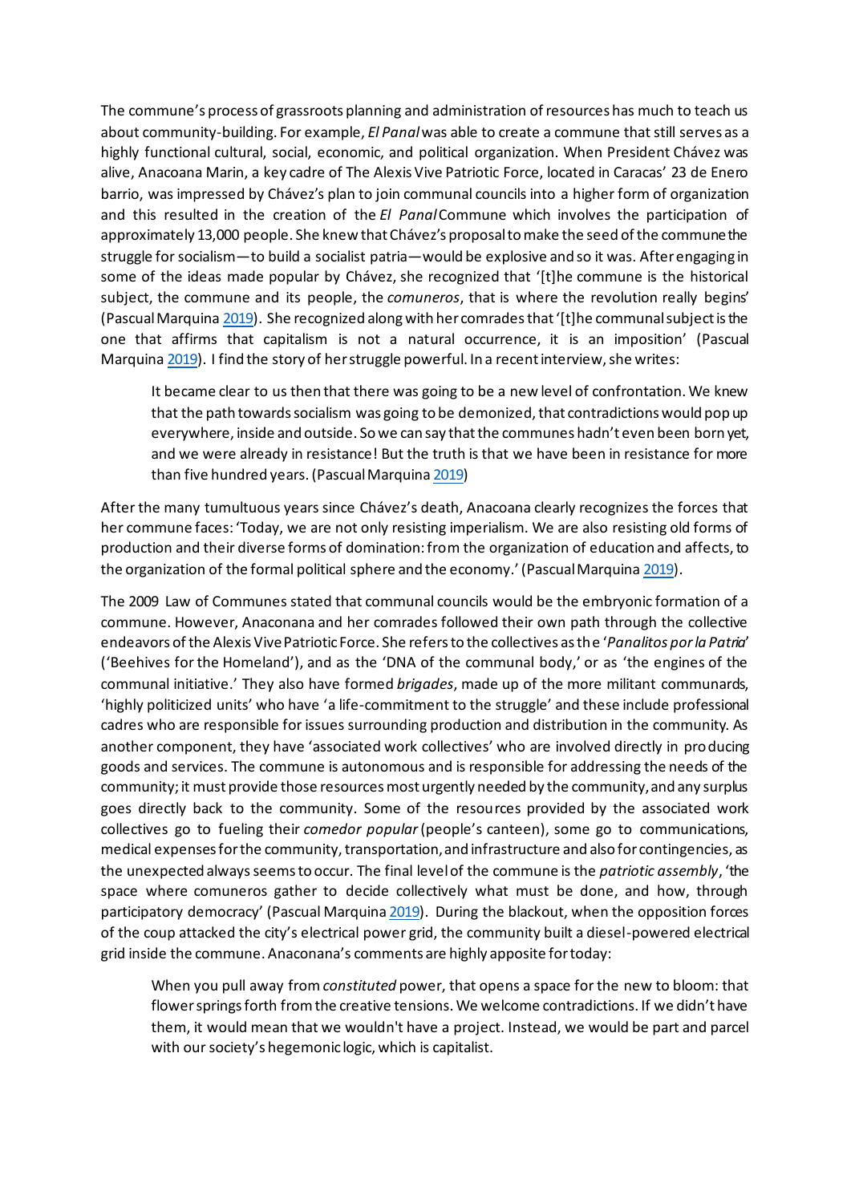The commune's process of grassroots planning and administration of resources has much to teach us about community-building. For example, *El Panal* was able to create a commune that still serves as a highly functional cultural, social, economic, and political organization. When President Chávez was alive, Anacoana Marin, a key cadre of The Alexis Vive Patriotic Force, located in Caracas' 23 de Enero barrio, was impressed by Chávez's plan to join communal councils into a higher form of organization and this resulted in the creation of the *El Panal* Commune which involves the participation of approximately 13,000 people. She knew that Chávez's proposal to make the seed of the commune the struggle for socialism—to build a socialist patria—would be explosive and so it was. After engaging in some of the ideas made popular by Chávez, she recognized that '[t]he commune is the historical subject, the commune and its people, the *comuneros*, that is where the revolution really begins' (Pascual Marquina 2019). She recognized along with her comrades that '[t]he communal subject is the one that affirms that capitalism is not a natural occurrence, it is an imposition' (Pascual Marquina 2019). I find the story of her struggle powerful. In a recent interview, she writes:

> It became clear to us then that there was going to be a new level of confrontation. We knew that the path towards socialism was going to be demonized, that contradictions would pop up everywhere, inside and outside. So we can say that the communes hadn't even been born yet, and we were already in resistance! But the truth is that we have been in resistance for more than five hundred years. (Pascual Marquina 2019)

After the many tumultuous years since Chávez's death, Anacoana clearly recognizes the forces that her commune faces: 'Today, we are not only resisting imperialism. We are also resisting old forms of production and their diverse forms of domination: from the organization of education and affects, to the organization of the formal political sphere and the economy.' (Pascual Marquina 2019).

The 2009 Law of Communes stated that communal councils would be the embryonic formation of a commune. However, Anaconana and her comrades followed their own path through the collective endeavors of the Alexis Vive Patriotic Force. She refers to the collectives as the '*Panalitos por la Patria*' ('Beehives for the Homeland'), and as the 'DNA of the communal body,' or as 'the engines of the communal initiative.' They also have formed *brigades*, made up of the more militant communards, 'highly politicized units' who have 'a life-commitment to the struggle' and these include professional cadres who are responsible for issues surrounding production and distribution in the community. As another component, they have 'associated work collectives' who are involved directly in producing goods and services. The commune is autonomous and is responsible for addressing the needs of the community; it must provide those resources most urgently needed by the community, and any surplus goes directly back to the community. Some of the resources provided by the associated work collectives go to fueling their *comedor popular* (people's canteen), some go to communications, medical expenses for the community, transportation, and infrastructure and also for contingencies, as the unexpected always seems to occur. The final level of the commune is the *patriotic assembly*, 'the space where comuneros gather to decide collectively what must be done, and how, through participatory democracy' (Pascual Marquina 2019). During the blackout, when the opposition forces of the coup attacked the city's electrical power grid, the community built a diesel-powered electrical grid inside the commune. Anaconana's comments are highly apposite for today:

> When you pull away from *constituted* power, that opens a space for the new to bloom: that flower springs forth from the creative tensions. We welcome contradictions. If we didn't have them, it would mean that we wouldn't have a project. Instead, we would be part and parcel with our society's hegemonic logic, which is capitalist.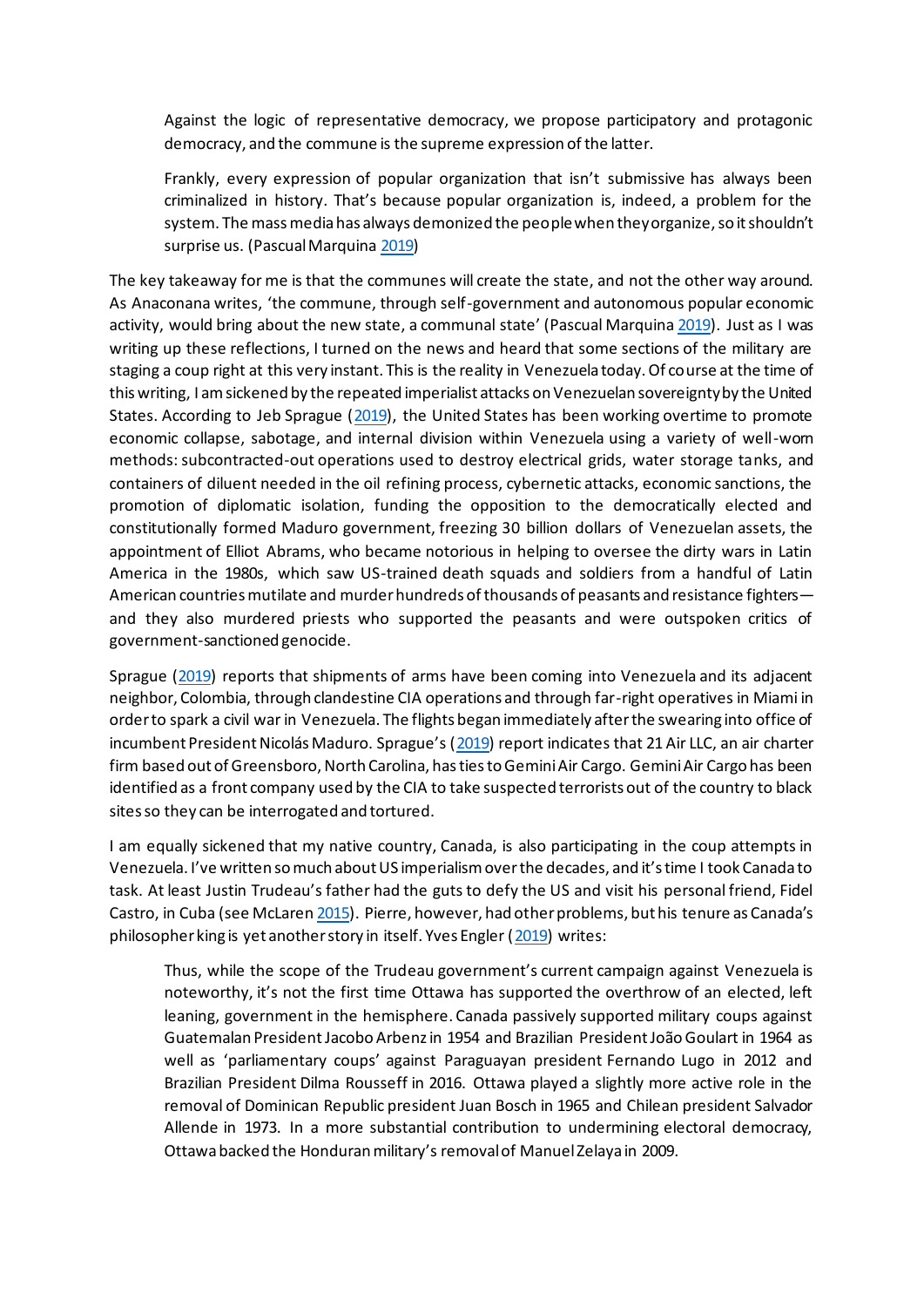> Against the logic of representative democracy, we propose participatory and protagonic democracy, and the commune is the supreme expression of the latter.
>
> Frankly, every expression of popular organization that isn't submissive has always been criminalized in history. That's because popular organization is, indeed, a problem for the system. The mass media has always demonized the people when they organize, so it shouldn't surprise us. (Pascual Marquina 2019)

The key takeaway for me is that the communes will create the state, and not the other way around. As Anaconana writes, 'the commune, through self-government and autonomous popular economic activity, would bring about the new state, a communal state' (Pascual Marquina 2019). Just as I was writing up these reflections, I turned on the news and heard that some sections of the military are staging a coup right at this very instant. This is the reality in Venezuela today. Of course at the time of this writing, I am sickened by the repeated imperialist attacks on Venezuelan sovereignty by the United States. According to Jeb Sprague (2019), the United States has been working overtime to promote economic collapse, sabotage, and internal division within Venezuela using a variety of well-worn methods: subcontracted-out operations used to destroy electrical grids, water storage tanks, and containers of diluent needed in the oil refining process, cybernetic attacks, economic sanctions, the promotion of diplomatic isolation, funding the opposition to the democratically elected and constitutionally formed Maduro government, freezing 30 billion dollars of Venezuelan assets, the appointment of Elliot Abrams, who became notorious in helping to oversee the dirty wars in Latin America in the 1980s, which saw US-trained death squads and soldiers from a handful of Latin American countries mutilate and murder hundreds of thousands of peasants and resistance fighters—and they also murdered priests who supported the peasants and were outspoken critics of government-sanctioned genocide.

Sprague (2019) reports that shipments of arms have been coming into Venezuela and its adjacent neighbor, Colombia, through clandestine CIA operations and through far-right operatives in Miami in order to spark a civil war in Venezuela. The flights began immediately after the swearing into office of incumbent President Nicolás Maduro. Sprague's (2019) report indicates that 21 Air LLC, an air charter firm based out of Greensboro, North Carolina, has ties to Gemini Air Cargo. Gemini Air Cargo has been identified as a front company used by the CIA to take suspected terrorists out of the country to black sites so they can be interrogated and tortured.

I am equally sickened that my native country, Canada, is also participating in the coup attempts in Venezuela. I've written so much about US imperialism over the decades, and it's time I took Canada to task. At least Justin Trudeau's father had the guts to defy the US and visit his personal friend, Fidel Castro, in Cuba (see McLaren 2015). Pierre, however, had other problems, but his tenure as Canada's philosopher king is yet another story in itself. Yves Engler (2019) writes:

> Thus, while the scope of the Trudeau government's current campaign against Venezuela is noteworthy, it's not the first time Ottawa has supported the overthrow of an elected, left leaning, government in the hemisphere. Canada passively supported military coups against Guatemalan President Jacobo Arbenz in 1954 and Brazilian President João Goulart in 1964 as well as 'parliamentary coups' against Paraguayan president Fernando Lugo in 2012 and Brazilian President Dilma Rousseff in 2016. Ottawa played a slightly more active role in the removal of Dominican Republic president Juan Bosch in 1965 and Chilean president Salvador Allende in 1973. In a more substantial contribution to undermining electoral democracy, Ottawa backed the Honduran military's removal of Manuel Zelaya in 2009.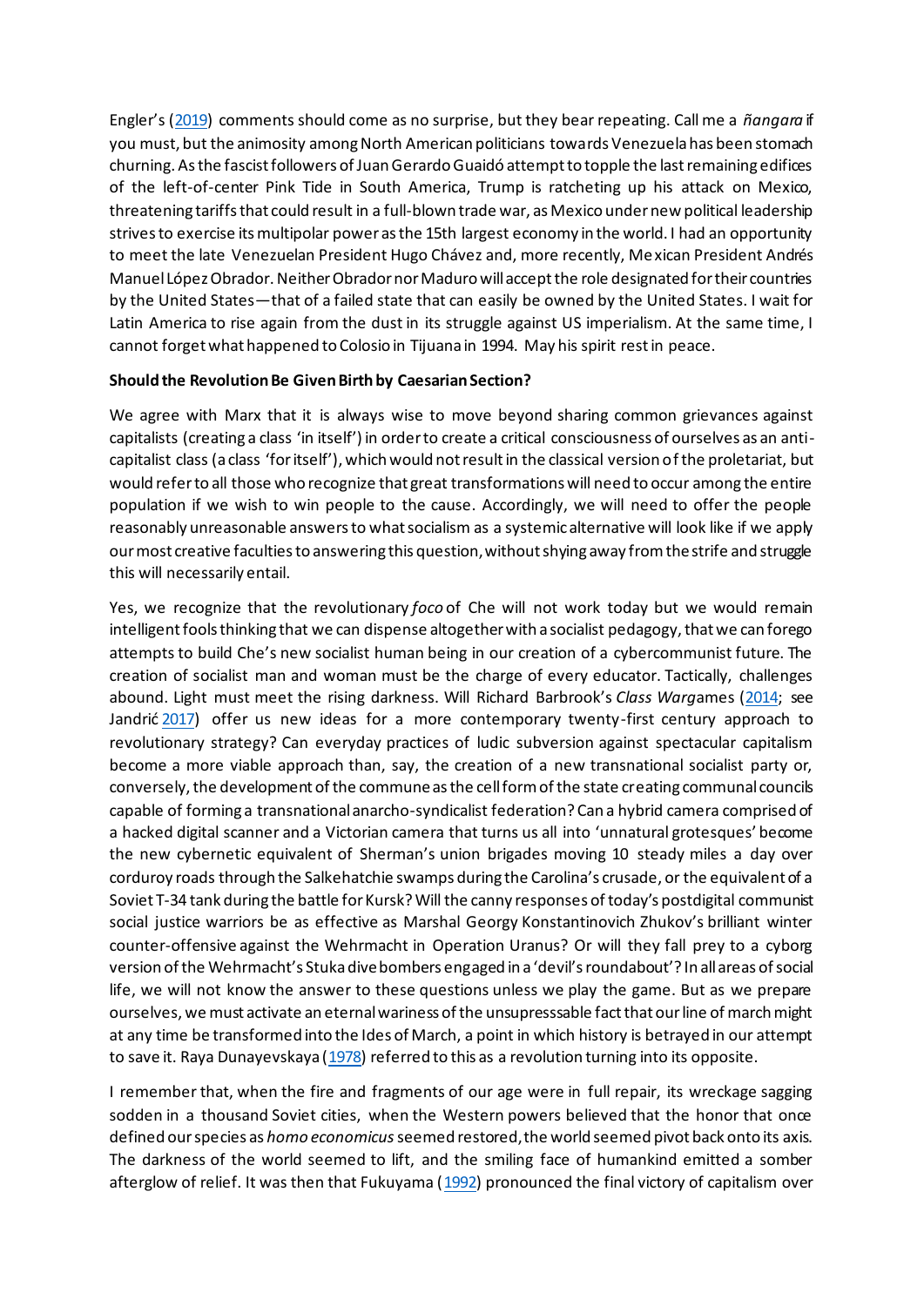Engler's (2019) comments should come as no surprise, but they bear repeating. Call me a *ñangara* if you must, but the animosity among North American politicians towards Venezuela has been stomach churning. As the fascist followers of Juan Gerardo Guaidó attempt to topple the last remaining edifices of the left-of-center Pink Tide in South America, Trump is ratcheting up his attack on Mexico, threatening tariffs that could result in a full-blown trade war, as Mexico under new political leadership strives to exercise its multipolar power as the 15th largest economy in the world. I had an opportunity to meet the late Venezuelan President Hugo Chávez and, more recently, Mexican President Andrés Manuel López Obrador. Neither Obrador nor Maduro will accept the role designated for their countries by the United States—that of a failed state that can easily be owned by the United States. I wait for Latin America to rise again from the dust in its struggle against US imperialism. At the same time, I cannot forget what happened to Colosio in Tijuana in 1994. May his spirit rest in peace.

**Should the Revolution Be Given Birth by Caesarian Section?**

We agree with Marx that it is always wise to move beyond sharing common grievances against capitalists (creating a class 'in itself') in order to create a critical consciousness of ourselves as an anti-capitalist class (a class 'for itself'), which would not result in the classical version of the proletariat, but would refer to all those who recognize that great transformations will need to occur among the entire population if we wish to win people to the cause. Accordingly, we will need to offer the people reasonably unreasonable answers to what socialism as a systemic alternative will look like if we apply our most creative faculties to answering this question, without shying away from the strife and struggle this will necessarily entail.

Yes, we recognize that the revolutionary *foco* of Che will not work today but we would remain intelligent fools thinking that we can dispense altogether with a socialist pedagogy, that we can forego attempts to build Che's new socialist human being in our creation of a cybercommunist future. The creation of socialist man and woman must be the charge of every educator. Tactically, challenges abound. Light must meet the rising darkness. Will Richard Barbrook's *Class Warg*ames (2014; see Jandrić 2017) offer us new ideas for a more contemporary twenty-first century approach to revolutionary strategy? Can everyday practices of ludic subversion against spectacular capitalism become a more viable approach than, say, the creation of a new transnational socialist party or, conversely, the development of the commune as the cell form of the state creating communal councils capable of forming a transnational anarcho-syndicalist federation? Can a hybrid camera comprised of a hacked digital scanner and a Victorian camera that turns us all into 'unnatural grotesques' become the new cybernetic equivalent of Sherman's union brigades moving 10 steady miles a day over corduroy roads through the Salkehatchie swamps during the Carolina's crusade, or the equivalent of a Soviet T-34 tank during the battle for Kursk? Will the canny responses of today's postdigital communist social justice warriors be as effective as Marshal Georgy Konstantinovich Zhukov's brilliant winter counter-offensive against the Wehrmacht in Operation Uranus? Or will they fall prey to a cyborg version of the Wehrmacht's Stuka dive bombers engaged in a 'devil's roundabout'? In all areas of social life, we will not know the answer to these questions unless we play the game. But as we prepare ourselves, we must activate an eternal wariness of the unsupresssable fact that our line of march might at any time be transformed into the Ides of March, a point in which history is betrayed in our attempt to save it. Raya Dunayevskaya (1978) referred to this as a revolution turning into its opposite.

I remember that, when the fire and fragments of our age were in full repair, its wreckage sagging sodden in a thousand Soviet cities, when the Western powers believed that the honor that once defined our species as *homo economicus* seemed restored, the world seemed pivot back onto its axis. The darkness of the world seemed to lift, and the smiling face of humankind emitted a somber afterglow of relief. It was then that Fukuyama (1992) pronounced the final victory of capitalism over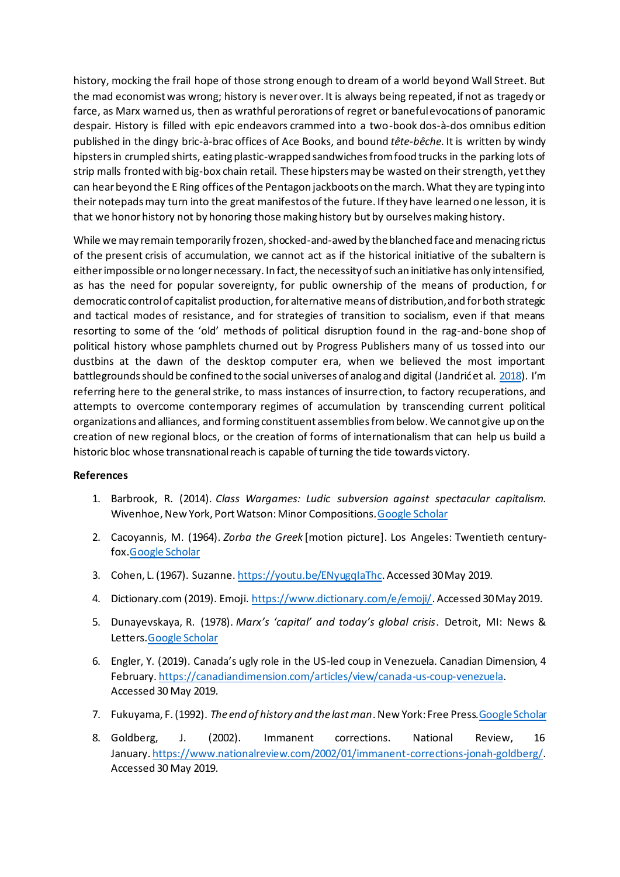history, mocking the frail hope of those strong enough to dream of a world beyond Wall Street. But the mad economist was wrong; history is never over. It is always being repeated, if not as tragedy or farce, as Marx warned us, then as wrathful perorations of regret or baneful evocations of panoramic despair. History is filled with epic endeavors crammed into a two-book dos-à-dos omnibus edition published in the dingy bric-à-brac offices of Ace Books, and bound *tête-bêche*. It is written by windy hipsters in crumpled shirts, eating plastic-wrapped sandwiches from food trucks in the parking lots of strip malls fronted with big-box chain retail. These hipsters may be wasted on their strength, yet they can hear beyond the E Ring offices of the Pentagon jackboots on the march. What they are typing into their notepads may turn into the great manifestos of the future. If they have learned one lesson, it is that we honor history not by honoring those making history but by ourselves making history.

While we may remain temporarily frozen, shocked-and-awed by the blanched face and menacing rictus of the present crisis of accumulation, we cannot act as if the historical initiative of the subaltern is either impossible or no longer necessary. In fact, the necessity of such an initiative has only intensified, as has the need for popular sovereignty, for public ownership of the means of production, for democratic control of capitalist production, for alternative means of distribution, and for both strategic and tactical modes of resistance, and for strategies of transition to socialism, even if that means resorting to some of the 'old' methods of political disruption found in the rag-and-bone shop of political history whose pamphlets churned out by Progress Publishers many of us tossed into our dustbins at the dawn of the desktop computer era, when we believed the most important battlegrounds should be confined to the social universes of analog and digital (Jandrić et al. 2018). I'm referring here to the general strike, to mass instances of insurrection, to factory recuperations, and attempts to overcome contemporary regimes of accumulation by transcending current political organizations and alliances, and forming constituent assemblies from below. We cannot give up on the creation of new regional blocs, or the creation of forms of internationalism that can help us build a historic bloc whose transnational reach is capable of turning the tide towards victory.

**References**

1. Barbrook, R. (2014). *Class Wargames: Ludic subversion against spectacular capitalism*. Wivenhoe, New York, Port Watson: Minor Compositions. Google Scholar
2. Cacoyannis, M. (1964). *Zorba the Greek* [motion picture]. Los Angeles: Twentieth century-fox. Google Scholar
3. Cohen, L. (1967). Suzanne. https://youtu.be/ENyugqIaThc. Accessed 30 May 2019.
4. Dictionary.com (2019). Emoji. https://www.dictionary.com/e/emoji/. Accessed 30 May 2019.
5. Dunayevskaya, R. (1978). *Marx's 'capital' and today's global crisis*. Detroit, MI: News & Letters. Google Scholar
6. Engler, Y. (2019). Canada's ugly role in the US-led coup in Venezuela. Canadian Dimension, 4 February. https://canadiandimension.com/articles/view/canada-us-coup-venezuela. Accessed 30 May 2019.
7. Fukuyama, F. (1992). *The end of history and the last man*. New York: Free Press. Google Scholar
8. Goldberg, J. (2002). Immanent corrections. National Review, 16 January. https://www.nationalreview.com/2002/01/immanent-corrections-jonah-goldberg/. Accessed 30 May 2019.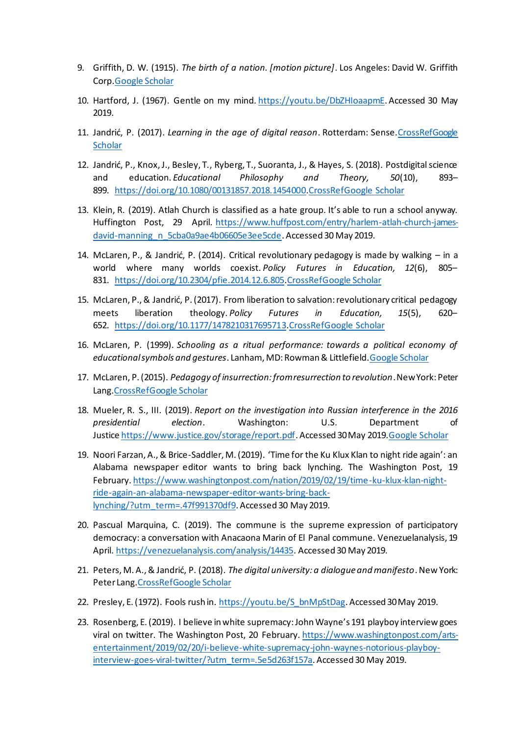9. Griffith, D. W. (1915). *The birth of a nation. [motion picture]*. Los Angeles: David W. Griffith Corp.Google Scholar

10. Hartford, J. (1967). Gentle on my mind. https://youtu.be/DbZHIoaapmE. Accessed 30 May 2019.

11. Jandrić, P. (2017). *Learning in the age of digital reason*. Rotterdam: Sense.CrossRefGoogle Scholar

12. Jandrić, P., Knox, J., Besley, T., Ryberg, T., Suoranta, J., & Hayes, S. (2018). Postdigital science and education. *Educational Philosophy and Theory, 50*(10), 893–899. https://doi.org/10.1080/00131857.2018.1454000.CrossRefGoogle Scholar

13. Klein, R. (2019). Atlah Church is classified as a hate group. It's able to run a school anyway. Huffington Post, 29 April. https://www.huffpost.com/entry/harlem-atlah-church-james-david-manning_n_5cba0a9ae4b06605e3ee5cde. Accessed 30 May 2019.

14. McLaren, P., & Jandrić, P. (2014). Critical revolutionary pedagogy is made by walking – in a world where many worlds coexist. *Policy Futures in Education, 12*(6), 805–831. https://doi.org/10.2304/pfie.2014.12.6.805.CrossRefGoogle Scholar

15. McLaren, P., & Jandrić, P. (2017). From liberation to salvation: revolutionary critical pedagogy meets liberation theology. *Policy Futures in Education, 15*(5), 620–652. https://doi.org/10.1177/1478210317695713.CrossRefGoogle Scholar

16. McLaren, P. (1999). *Schooling as a ritual performance: towards a political economy of educational symbols and gestures*. Lanham, MD: Rowman & Littlefield.Google Scholar

17. McLaren, P. (2015). *Pedagogy of insurrection: from resurrection to revolution*. New York: Peter Lang.CrossRefGoogle Scholar

18. Mueler, R. S., III. (2019). *Report on the investigation into Russian interference in the 2016 presidential election*. Washington: U.S. Department of Justice https://www.justice.gov/storage/report.pdf. Accessed 30 May 2019.Google Scholar

19. Noori Farzan, A., & Brice-Saddler, M. (2019). 'Time for the Ku Klux Klan to night ride again': an Alabama newspaper editor wants to bring back lynching. The Washington Post, 19 February. https://www.washingtonpost.com/nation/2019/02/19/time-ku-klux-klan-night-ride-again-an-alabama-newspaper-editor-wants-bring-back-lynching/?utm_term=.47f991370df9. Accessed 30 May 2019.

20. Pascual Marquina, C. (2019). The commune is the supreme expression of participatory democracy: a conversation with Anacaona Marin of El Panal commune. Venezuelanalysis, 19 April. https://venezuelanalysis.com/analysis/14435. Accessed 30 May 2019.

21. Peters, M. A., & Jandrić, P. (2018). *The digital university: a dialogue and manifesto*. New York: Peter Lang.CrossRefGoogle Scholar

22. Presley, E. (1972). Fools rush in. https://youtu.be/S_bnMpStDag. Accessed 30 May 2019.

23. Rosenberg, E. (2019). I believe in white supremacy: John Wayne's 191 playboy interview goes viral on twitter. The Washington Post, 20 February. https://www.washingtonpost.com/arts-entertainment/2019/02/20/i-believe-white-supremacy-john-waynes-notorious-playboy-interview-goes-viral-twitter/?utm_term=.5e5d263f157a. Accessed 30 May 2019.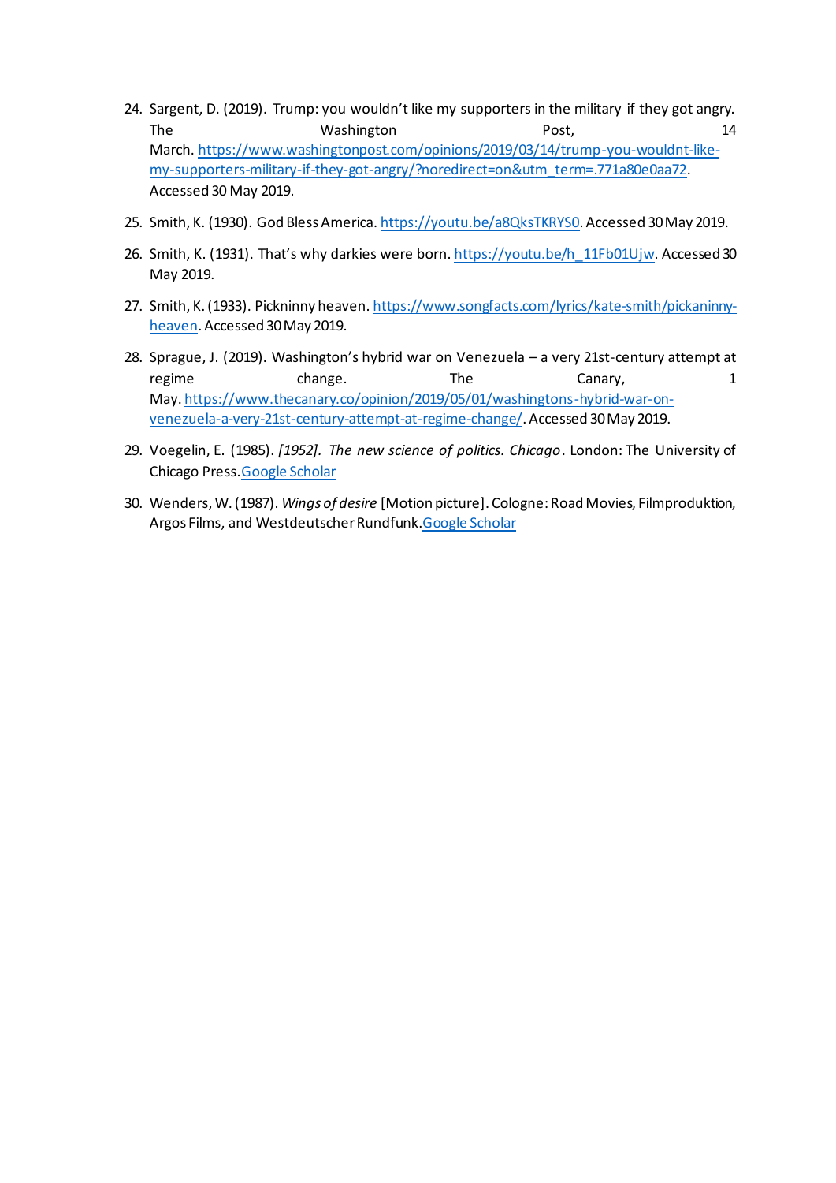24. Sargent, D. (2019). Trump: you wouldn't like my supporters in the military if they got angry. The Washington Post, 14 March. https://www.washingtonpost.com/opinions/2019/03/14/trump-you-wouldnt-like-my-supporters-military-if-they-got-angry/?noredirect=on&utm_term=.771a80e0aa72. Accessed 30 May 2019.

25. Smith, K. (1930). God Bless America. https://youtu.be/a8QksTKRYS0. Accessed 30 May 2019.

26. Smith, K. (1931). That's why darkies were born. https://youtu.be/h_11Fb01Ujw. Accessed 30 May 2019.

27. Smith, K. (1933). Pickninny heaven. https://www.songfacts.com/lyrics/kate-smith/pickaninny-heaven. Accessed 30 May 2019.

28. Sprague, J. (2019). Washington's hybrid war on Venezuela – a very 21st-century attempt at regime change. The Canary, 1 May. https://www.thecanary.co/opinion/2019/05/01/washingtons-hybrid-war-on-venezuela-a-very-21st-century-attempt-at-regime-change/. Accessed 30 May 2019.

29. Voegelin, E. (1985). *[1952]. The new science of politics. Chicago*. London: The University of Chicago Press. Google Scholar

30. Wenders, W. (1987). *Wings of desire* [Motion picture]. Cologne: Road Movies, Filmproduktion, Argos Films, and Westdeutscher Rundfunk. Google Scholar